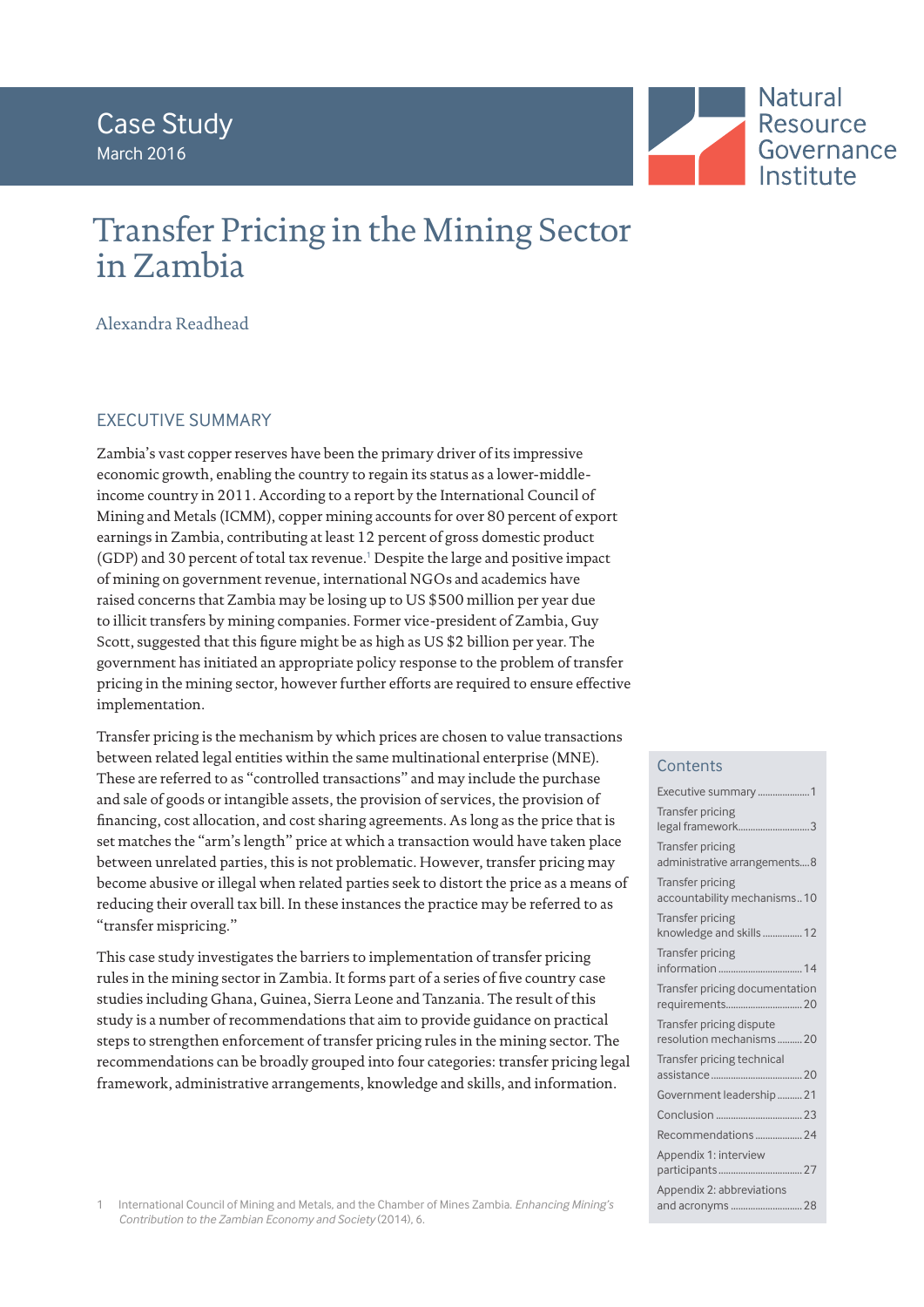Case Study
March 2016

Natural Resource Governance Institute

# Transfer Pricing in the Mining Sector in Zambia

Alexandra Readhead

## EXECUTIVE SUMMARY

Zambia's vast copper reserves have been the primary driver of its impressive economic growth, enabling the country to regain its status as a lower-middle-income country in 2011. According to a report by the International Council of Mining and Metals (ICMM), copper mining accounts for over 80 percent of export earnings in Zambia, contributing at least 12 percent of gross domestic product (GDP) and 30 percent of total tax revenue.[1] Despite the large and positive impact of mining on government revenue, international NGOs and academics have raised concerns that Zambia may be losing up to US $500 million per year due to illicit transfers by mining companies. Former vice-president of Zambia, Guy Scott, suggested that this figure might be as high as US $2 billion per year. The government has initiated an appropriate policy response to the problem of transfer pricing in the mining sector, however further efforts are required to ensure effective implementation.

Transfer pricing is the mechanism by which prices are chosen to value transactions between related legal entities within the same multinational enterprise (MNE). These are referred to as "controlled transactions" and may include the purchase and sale of goods or intangible assets, the provision of services, the provision of financing, cost allocation, and cost sharing agreements. As long as the price that is set matches the "arm's length" price at which a transaction would have taken place between unrelated parties, this is not problematic. However, transfer pricing may become abusive or illegal when related parties seek to distort the price as a means of reducing their overall tax bill. In these instances the practice may be referred to as "transfer mispricing."

This case study investigates the barriers to implementation of transfer pricing rules in the mining sector in Zambia. It forms part of a series of five country case studies including Ghana, Guinea, Sierra Leone and Tanzania. The result of this study is a number of recommendations that aim to provide guidance on practical steps to strengthen enforcement of transfer pricing rules in the mining sector. The recommendations can be broadly grouped into four categories: transfer pricing legal framework, administrative arrangements, knowledge and skills, and information.

### Contents

- Executive summary ... 1
- Transfer pricing legal framework ... 3
- Transfer pricing administrative arrangements ... 8
- Transfer pricing accountability mechanisms ... 10
- Transfer pricing knowledge and skills ... 12
- Transfer pricing information ... 14
- Transfer pricing documentation requirements ... 20
- Transfer pricing dispute resolution mechanisms ... 20
- Transfer pricing technical assistance ... 20
- Government leadership ... 21
- Conclusion ... 23
- Recommendations ... 24
- Appendix 1: interview participants ... 27
- Appendix 2: abbreviations and acronyms ... 28

1 International Council of Mining and Metals, and the Chamber of Mines Zambia. *Enhancing Mining's Contribution to the Zambian Economy and Society* (2014), 6.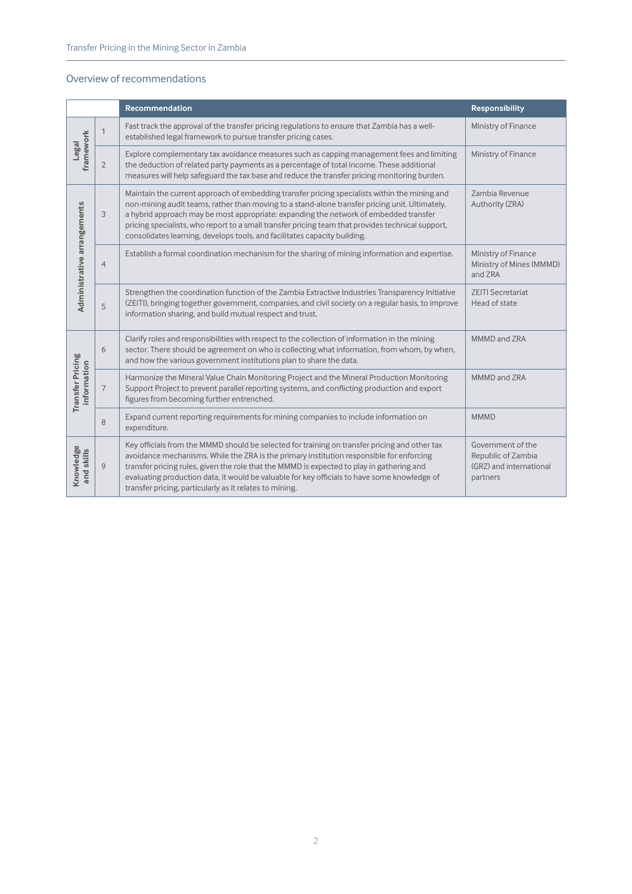## Overview of recommendations

| | | Recommendation | Responsibility |
|---|---|---|---|
| Legal framework | 1 | Fast track the approval of the transfer pricing regulations to ensure that Zambia has a well-established legal framework to pursue transfer pricing cases. | Ministry of Finance |
| | 2 | Explore complementary tax avoidance measures such as capping management fees and limiting the deduction of related party payments as a percentage of total income. These additional measures will help safeguard the tax base and reduce the transfer pricing monitoring burden. | Ministry of Finance |
| Administrative arrangements | 3 | Maintain the current approach of embedding transfer pricing specialists within the mining and non-mining audit teams, rather than moving to a stand-alone transfer pricing unit. Ultimately, a hybrid approach may be most appropriate: expanding the network of embedded transfer pricing specialists, who report to a small transfer pricing team that provides technical support, consolidates learning, develops tools, and facilitates capacity building. | Zambia Revenue Authority (ZRA) |
| | 4 | Establish a formal coordination mechanism for the sharing of mining information and expertise. | Ministry of Finance Ministry of Mines (MMMD) and ZRA |
| | 5 | Strengthen the coordination function of the Zambia Extractive Industries Transparency Initiative (ZEITI), bringing together government, companies, and civil society on a regular basis, to improve information sharing, and build mutual respect and trust. | ZEITI Secretariat Head of state |
| Transfer Pricing information | 6 | Clarify roles and responsibilities with respect to the collection of information in the mining sector. There should be agreement on who is collecting what information, from whom, by when, and how the various government institutions plan to share the data. | MMMD and ZRA |
| | 7 | Harmonize the Mineral Value Chain Monitoring Project and the Mineral Production Monitoring Support Project to prevent parallel reporting systems, and conflicting production and export figures from becoming further entrenched. | MMMD and ZRA |
| | 8 | Expand current reporting requirements for mining companies to include information on expenditure. | MMMD |
| Knowledge and skills | 9 | Key officials from the MMMD should be selected for training on transfer pricing and other tax avoidance mechanisms. While the ZRA is the primary institution responsible for enforcing transfer pricing rules, given the role that the MMMD is expected to play in gathering and evaluating production data, it would be valuable for key officials to have some knowledge of transfer pricing, particularly as it relates to mining. | Government of the Republic of Zambia (GRZ) and international partners |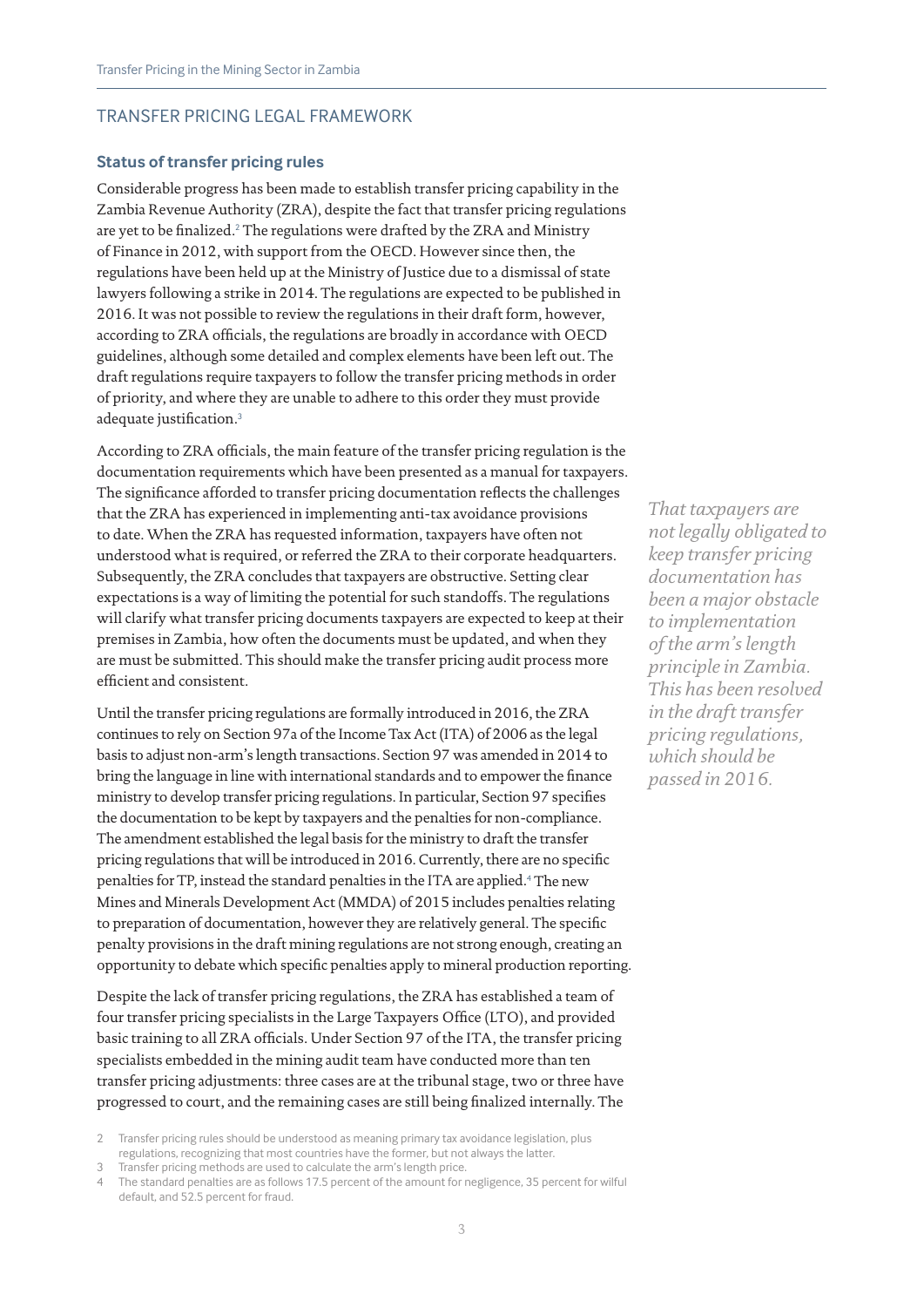## TRANSFER PRICING LEGAL FRAMEWORK

### Status of transfer pricing rules

Considerable progress has been made to establish transfer pricing capability in the Zambia Revenue Authority (ZRA), despite the fact that transfer pricing regulations are yet to be finalized.[2] The regulations were drafted by the ZRA and Ministry of Finance in 2012, with support from the OECD. However since then, the regulations have been held up at the Ministry of Justice due to a dismissal of state lawyers following a strike in 2014. The regulations are expected to be published in 2016. It was not possible to review the regulations in their draft form, however, according to ZRA officials, the regulations are broadly in accordance with OECD guidelines, although some detailed and complex elements have been left out. The draft regulations require taxpayers to follow the transfer pricing methods in order of priority, and where they are unable to adhere to this order they must provide adequate justification.[3]

According to ZRA officials, the main feature of the transfer pricing regulation is the documentation requirements which have been presented as a manual for taxpayers. The significance afforded to transfer pricing documentation reflects the challenges that the ZRA has experienced in implementing anti-tax avoidance provisions to date. When the ZRA has requested information, taxpayers have often not understood what is required, or referred the ZRA to their corporate headquarters. Subsequently, the ZRA concludes that taxpayers are obstructive. Setting clear expectations is a way of limiting the potential for such standoffs. The regulations will clarify what transfer pricing documents taxpayers are expected to keep at their premises in Zambia, how often the documents must be updated, and when they are must be submitted. This should make the transfer pricing audit process more efficient and consistent.

*That taxpayers are not legally obligated to keep transfer pricing documentation has been a major obstacle to implementation of the arm's length principle in Zambia. This has been resolved in the draft transfer pricing regulations, which should be passed in 2016.*

Until the transfer pricing regulations are formally introduced in 2016, the ZRA continues to rely on Section 97a of the Income Tax Act (ITA) of 2006 as the legal basis to adjust non-arm's length transactions. Section 97 was amended in 2014 to bring the language in line with international standards and to empower the finance ministry to develop transfer pricing regulations. In particular, Section 97 specifies the documentation to be kept by taxpayers and the penalties for non-compliance. The amendment established the legal basis for the ministry to draft the transfer pricing regulations that will be introduced in 2016. Currently, there are no specific penalties for TP, instead the standard penalties in the ITA are applied.[4] The new Mines and Minerals Development Act (MMDA) of 2015 includes penalties relating to preparation of documentation, however they are relatively general. The specific penalty provisions in the draft mining regulations are not strong enough, creating an opportunity to debate which specific penalties apply to mineral production reporting.

Despite the lack of transfer pricing regulations, the ZRA has established a team of four transfer pricing specialists in the Large Taxpayers Office (LTO), and provided basic training to all ZRA officials. Under Section 97 of the ITA, the transfer pricing specialists embedded in the mining audit team have conducted more than ten transfer pricing adjustments: three cases are at the tribunal stage, two or three have progressed to court, and the remaining cases are still being finalized internally. The

2 Transfer pricing rules should be understood as meaning primary tax avoidance legislation, plus regulations, recognizing that most countries have the former, but not always the latter.

3 Transfer pricing methods are used to calculate the arm's length price.

4 The standard penalties are as follows 17.5 percent of the amount for negligence, 35 percent for wilful default, and 52.5 percent for fraud.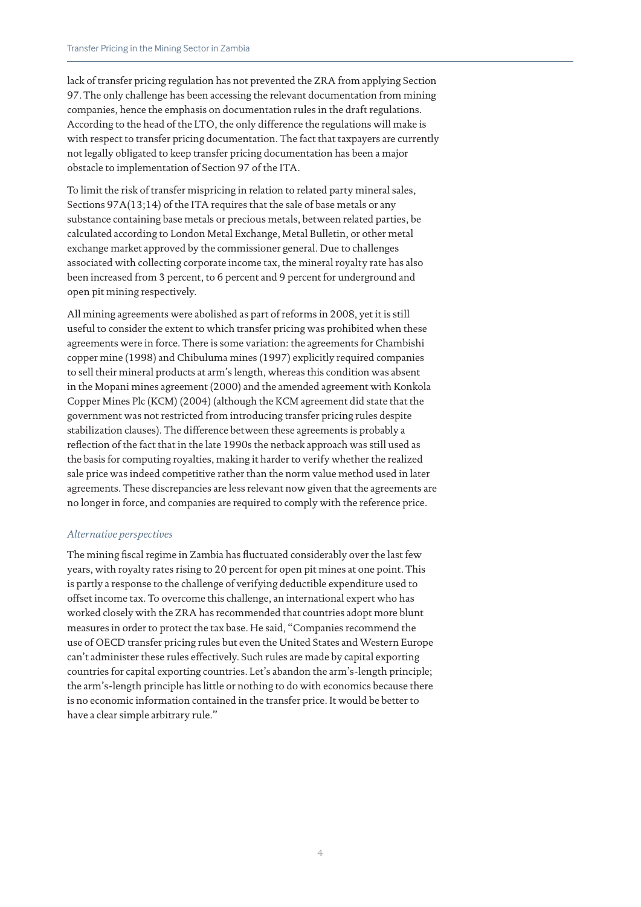lack of transfer pricing regulation has not prevented the ZRA from applying Section 97. The only challenge has been accessing the relevant documentation from mining companies, hence the emphasis on documentation rules in the draft regulations. According to the head of the LTO, the only difference the regulations will make is with respect to transfer pricing documentation. The fact that taxpayers are currently not legally obligated to keep transfer pricing documentation has been a major obstacle to implementation of Section 97 of the ITA.

To limit the risk of transfer mispricing in relation to related party mineral sales, Sections 97A(13;14) of the ITA requires that the sale of base metals or any substance containing base metals or precious metals, between related parties, be calculated according to London Metal Exchange, Metal Bulletin, or other metal exchange market approved by the commissioner general. Due to challenges associated with collecting corporate income tax, the mineral royalty rate has also been increased from 3 percent, to 6 percent and 9 percent for underground and open pit mining respectively.

All mining agreements were abolished as part of reforms in 2008, yet it is still useful to consider the extent to which transfer pricing was prohibited when these agreements were in force. There is some variation: the agreements for Chambishi copper mine (1998) and Chibuluma mines (1997) explicitly required companies to sell their mineral products at arm's length, whereas this condition was absent in the Mopani mines agreement (2000) and the amended agreement with Konkola Copper Mines Plc (KCM) (2004) (although the KCM agreement did state that the government was not restricted from introducing transfer pricing rules despite stabilization clauses). The difference between these agreements is probably a reflection of the fact that in the late 1990s the netback approach was still used as the basis for computing royalties, making it harder to verify whether the realized sale price was indeed competitive rather than the norm value method used in later agreements. These discrepancies are less relevant now given that the agreements are no longer in force, and companies are required to comply with the reference price.

*Alternative perspectives*

The mining fiscal regime in Zambia has fluctuated considerably over the last few years, with royalty rates rising to 20 percent for open pit mines at one point. This is partly a response to the challenge of verifying deductible expenditure used to offset income tax. To overcome this challenge, an international expert who has worked closely with the ZRA has recommended that countries adopt more blunt measures in order to protect the tax base. He said, "Companies recommend the use of OECD transfer pricing rules but even the United States and Western Europe can't administer these rules effectively. Such rules are made by capital exporting countries for capital exporting countries. Let's abandon the arm's-length principle; the arm's-length principle has little or nothing to do with economics because there is no economic information contained in the transfer price. It would be better to have a clear simple arbitrary rule."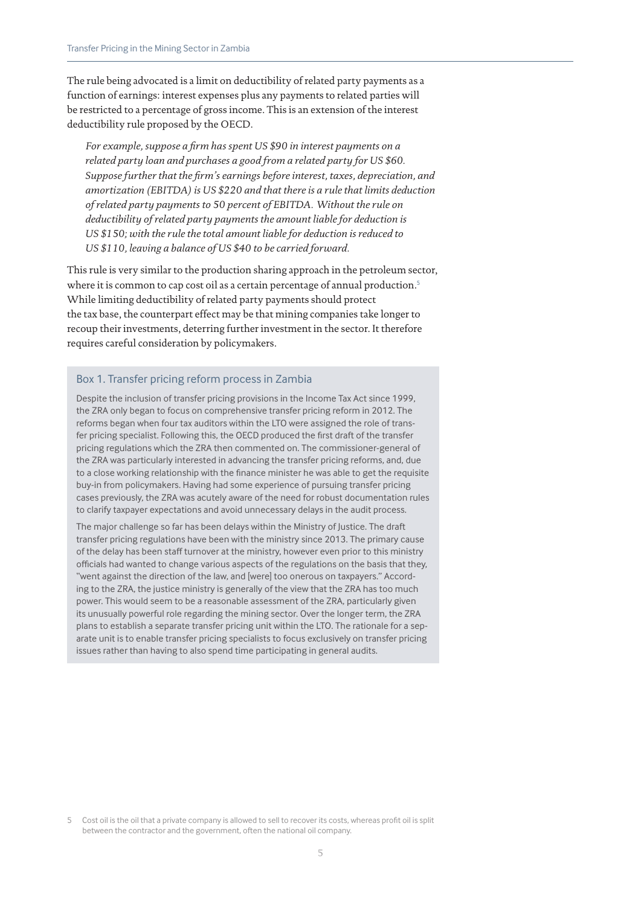The rule being advocated is a limit on deductibility of related party payments as a function of earnings: interest expenses plus any payments to related parties will be restricted to a percentage of gross income. This is an extension of the interest deductibility rule proposed by the OECD.

> *For example, suppose a firm has spent US $90 in interest payments on a related party loan and purchases a good from a related party for US $60. Suppose further that the firm's earnings before interest, taxes, depreciation, and amortization (EBITDA) is US $220 and that there is a rule that limits deduction of related party payments to 50 percent of EBITDA. Without the rule on deductibility of related party payments the amount liable for deduction is US $150; with the rule the total amount liable for deduction is reduced to US $110, leaving a balance of US $40 to be carried forward.*

This rule is very similar to the production sharing approach in the petroleum sector, where it is common to cap cost oil as a certain percentage of annual production.[5] While limiting deductibility of related party payments should protect the tax base, the counterpart effect may be that mining companies take longer to recoup their investments, deterring further investment in the sector. It therefore requires careful consideration by policymakers.

### Box 1. Transfer pricing reform process in Zambia

Despite the inclusion of transfer pricing provisions in the Income Tax Act since 1999, the ZRA only began to focus on comprehensive transfer pricing reform in 2012. The reforms began when four tax auditors within the LTO were assigned the role of transfer pricing specialist. Following this, the OECD produced the first draft of the transfer pricing regulations which the ZRA then commented on. The commissioner-general of the ZRA was particularly interested in advancing the transfer pricing reforms, and, due to a close working relationship with the finance minister he was able to get the requisite buy-in from policymakers. Having had some experience of pursuing transfer pricing cases previously, the ZRA was acutely aware of the need for robust documentation rules to clarify taxpayer expectations and avoid unnecessary delays in the audit process.

The major challenge so far has been delays within the Ministry of Justice. The draft transfer pricing regulations have been with the ministry since 2013. The primary cause of the delay has been staff turnover at the ministry, however even prior to this ministry officials had wanted to change various aspects of the regulations on the basis that they, "went against the direction of the law, and [were] too onerous on taxpayers." According to the ZRA, the justice ministry is generally of the view that the ZRA has too much power. This would seem to be a reasonable assessment of the ZRA, particularly given its unusually powerful role regarding the mining sector. Over the longer term, the ZRA plans to establish a separate transfer pricing unit within the LTO. The rationale for a separate unit is to enable transfer pricing specialists to focus exclusively on transfer pricing issues rather than having to also spend time participating in general audits.

---

5 Cost oil is the oil that a private company is allowed to sell to recover its costs, whereas profit oil is split between the contractor and the government, often the national oil company.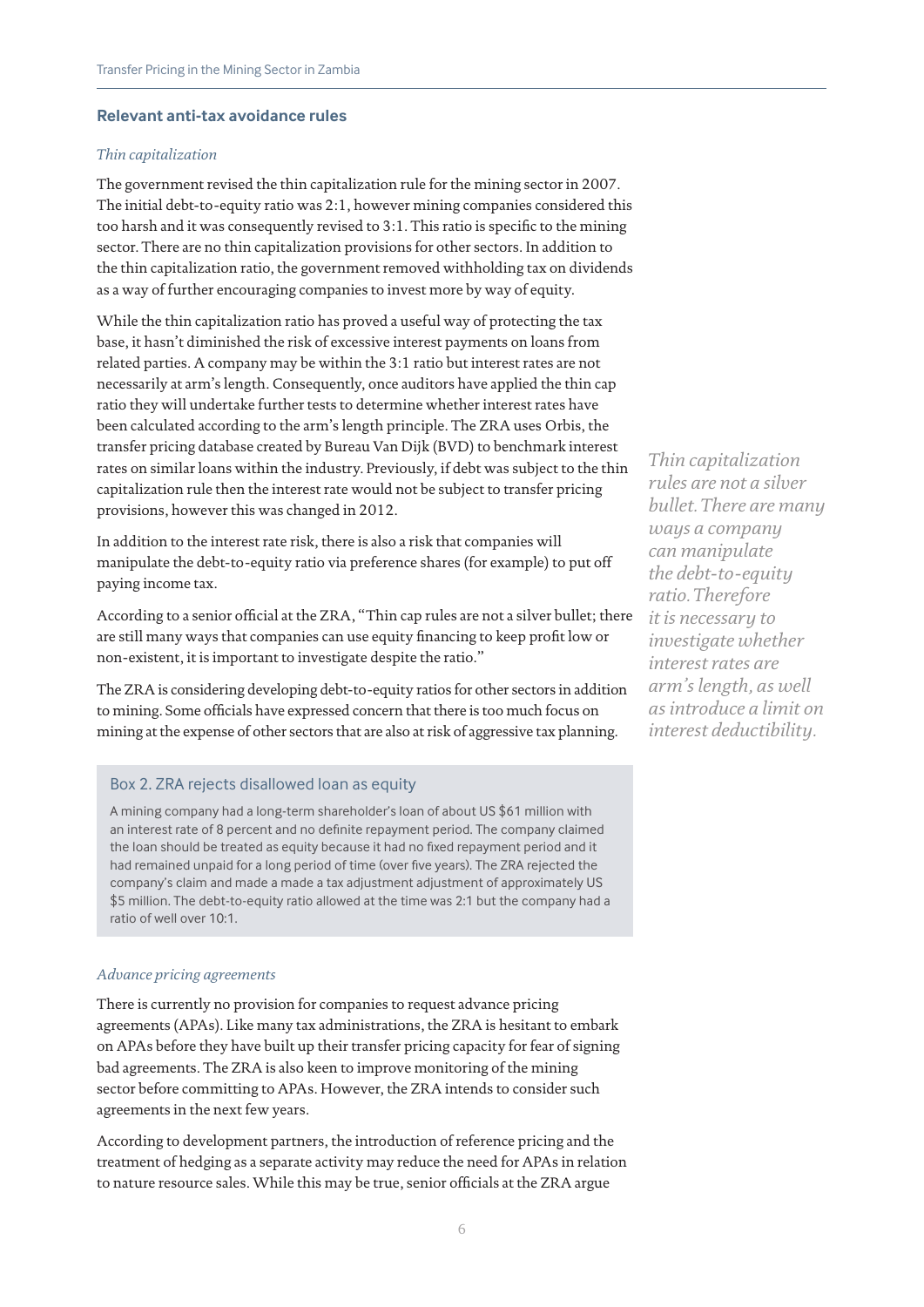## Relevant anti-tax avoidance rules

### *Thin capitalization*

The government revised the thin capitalization rule for the mining sector in 2007. The initial debt-to-equity ratio was 2:1, however mining companies considered this too harsh and it was consequently revised to 3:1. This ratio is specific to the mining sector. There are no thin capitalization provisions for other sectors. In addition to the thin capitalization ratio, the government removed withholding tax on dividends as a way of further encouraging companies to invest more by way of equity.

While the thin capitalization ratio has proved a useful way of protecting the tax base, it hasn't diminished the risk of excessive interest payments on loans from related parties. A company may be within the 3:1 ratio but interest rates are not necessarily at arm's length. Consequently, once auditors have applied the thin cap ratio they will undertake further tests to determine whether interest rates have been calculated according to the arm's length principle. The ZRA uses Orbis, the transfer pricing database created by Bureau Van Dijk (BVD) to benchmark interest rates on similar loans within the industry. Previously, if debt was subject to the thin capitalization rule then the interest rate would not be subject to transfer pricing provisions, however this was changed in 2012.

*Thin capitalization rules are not a silver bullet. There are many ways a company can manipulate the debt-to-equity ratio. Therefore it is necessary to investigate whether interest rates are arm's length, as well as introduce a limit on interest deductibility.*

In addition to the interest rate risk, there is also a risk that companies will manipulate the debt-to-equity ratio via preference shares (for example) to put off paying income tax.

According to a senior official at the ZRA, "Thin cap rules are not a silver bullet; there are still many ways that companies can use equity financing to keep profit low or non-existent, it is important to investigate despite the ratio."

The ZRA is considering developing debt-to-equity ratios for other sectors in addition to mining. Some officials have expressed concern that there is too much focus on mining at the expense of other sectors that are also at risk of aggressive tax planning.

> **Box 2. ZRA rejects disallowed loan as equity**
>
> A mining company had a long-term shareholder's loan of about US $61 million with an interest rate of 8 percent and no definite repayment period. The company claimed the loan should be treated as equity because it had no fixed repayment period and it had remained unpaid for a long period of time (over five years). The ZRA rejected the company's claim and made a made a tax adjustment adjustment of approximately US $5 million. The debt-to-equity ratio allowed at the time was 2:1 but the company had a ratio of well over 10:1.

### *Advance pricing agreements*

There is currently no provision for companies to request advance pricing agreements (APAs). Like many tax administrations, the ZRA is hesitant to embark on APAs before they have built up their transfer pricing capacity for fear of signing bad agreements. The ZRA is also keen to improve monitoring of the mining sector before committing to APAs. However, the ZRA intends to consider such agreements in the next few years.

According to development partners, the introduction of reference pricing and the treatment of hedging as a separate activity may reduce the need for APAs in relation to nature resource sales. While this may be true, senior officials at the ZRA argue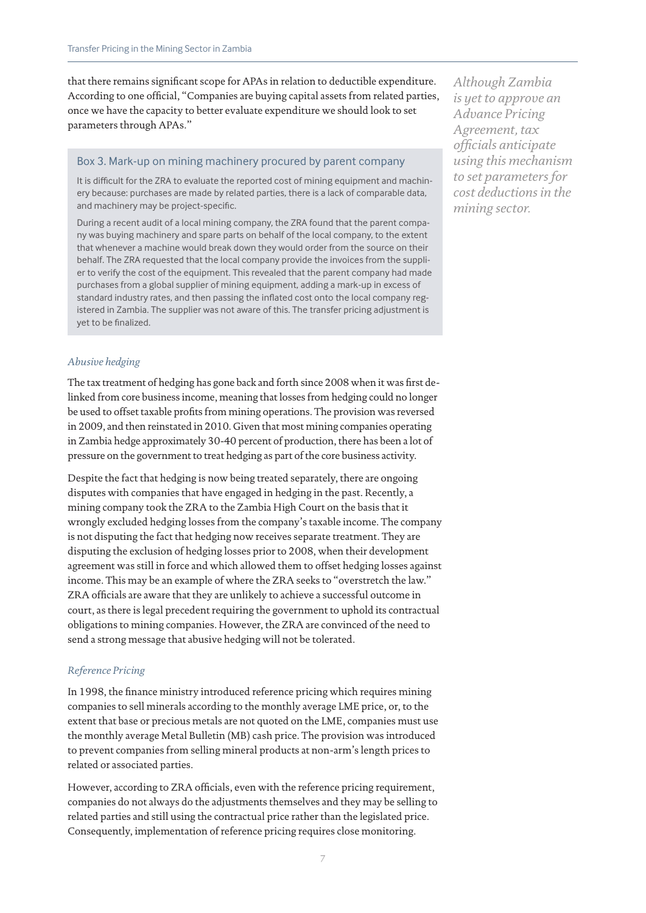that there remains significant scope for APAs in relation to deductible expenditure. According to one official, "Companies are buying capital assets from related parties, once we have the capacity to better evaluate expenditure we should look to set parameters through APAs."

*Although Zambia is yet to approve an Advance Pricing Agreement, tax officials anticipate using this mechanism to set parameters for cost deductions in the mining sector.*

> **Box 3. Mark-up on mining machinery procured by parent company**
>
> It is difficult for the ZRA to evaluate the reported cost of mining equipment and machinery because: purchases are made by related parties, there is a lack of comparable data, and machinery may be project-specific.
>
> During a recent audit of a local mining company, the ZRA found that the parent company was buying machinery and spare parts on behalf of the local company, to the extent that whenever a machine would break down they would order from the source on their behalf. The ZRA requested that the local company provide the invoices from the supplier to verify the cost of the equipment. This revealed that the parent company had made purchases from a global supplier of mining equipment, adding a mark-up in excess of standard industry rates, and then passing the inflated cost onto the local company registered in Zambia. The supplier was not aware of this. The transfer pricing adjustment is yet to be finalized.

*Abusive hedging*

The tax treatment of hedging has gone back and forth since 2008 when it was first delinked from core business income, meaning that losses from hedging could no longer be used to offset taxable profits from mining operations. The provision was reversed in 2009, and then reinstated in 2010. Given that most mining companies operating in Zambia hedge approximately 30-40 percent of production, there has been a lot of pressure on the government to treat hedging as part of the core business activity.

Despite the fact that hedging is now being treated separately, there are ongoing disputes with companies that have engaged in hedging in the past. Recently, a mining company took the ZRA to the Zambia High Court on the basis that it wrongly excluded hedging losses from the company's taxable income. The company is not disputing the fact that hedging now receives separate treatment. They are disputing the exclusion of hedging losses prior to 2008, when their development agreement was still in force and which allowed them to offset hedging losses against income. This may be an example of where the ZRA seeks to "overstretch the law." ZRA officials are aware that they are unlikely to achieve a successful outcome in court, as there is legal precedent requiring the government to uphold its contractual obligations to mining companies. However, the ZRA are convinced of the need to send a strong message that abusive hedging will not be tolerated.

*Reference Pricing*

In 1998, the finance ministry introduced reference pricing which requires mining companies to sell minerals according to the monthly average LME price, or, to the extent that base or precious metals are not quoted on the LME, companies must use the monthly average Metal Bulletin (MB) cash price. The provision was introduced to prevent companies from selling mineral products at non-arm's length prices to related or associated parties.

However, according to ZRA officials, even with the reference pricing requirement, companies do not always do the adjustments themselves and they may be selling to related parties and still using the contractual price rather than the legislated price. Consequently, implementation of reference pricing requires close monitoring.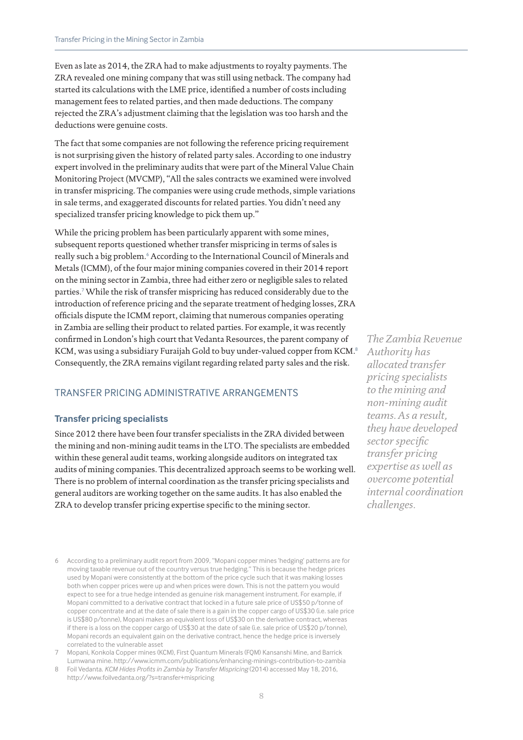Even as late as 2014, the ZRA had to make adjustments to royalty payments. The ZRA revealed one mining company that was still using netback. The company had started its calculations with the LME price, identified a number of costs including management fees to related parties, and then made deductions. The company rejected the ZRA's adjustment claiming that the legislation was too harsh and the deductions were genuine costs.

The fact that some companies are not following the reference pricing requirement is not surprising given the history of related party sales. According to one industry expert involved in the preliminary audits that were part of the Mineral Value Chain Monitoring Project (MVCMP), "All the sales contracts we examined were involved in transfer mispricing. The companies were using crude methods, simple variations in sale terms, and exaggerated discounts for related parties. You didn't need any specialized transfer pricing knowledge to pick them up."

While the pricing problem has been particularly apparent with some mines, subsequent reports questioned whether transfer mispricing in terms of sales is really such a big problem.[6] According to the International Council of Minerals and Metals (ICMM), of the four major mining companies covered in their 2014 report on the mining sector in Zambia, three had either zero or negligible sales to related parties.[7] While the risk of transfer mispricing has reduced considerably due to the introduction of reference pricing and the separate treatment of hedging losses, ZRA officials dispute the ICMM report, claiming that numerous companies operating in Zambia are selling their product to related parties. For example, it was recently confirmed in London's high court that Vedanta Resources, the parent company of KCM, was using a subsidiary Furaijah Gold to buy under-valued copper from KCM.[8] Consequently, the ZRA remains vigilant regarding related party sales and the risk.

## TRANSFER PRICING ADMINISTRATIVE ARRANGEMENTS

### Transfer pricing specialists

Since 2012 there have been four transfer specialists in the ZRA divided between the mining and non-mining audit teams in the LTO. The specialists are embedded within these general audit teams, working alongside auditors on integrated tax audits of mining companies. This decentralized approach seems to be working well. There is no problem of internal coordination as the transfer pricing specialists and general auditors are working together on the same audits. It has also enabled the ZRA to develop transfer pricing expertise specific to the mining sector.

*The Zambia Revenue Authority has allocated transfer pricing specialists to the mining and non-mining audit teams. As a result, they have developed sector specific transfer pricing expertise as well as overcome potential internal coordination challenges.*

---

6 According to a preliminary audit report from 2009, "Mopani copper mines 'hedging' patterns are for moving taxable revenue out of the country versus true hedging." This is because the hedge prices used by Mopani were consistently at the bottom of the price cycle such that it was making losses both when copper prices were up and when prices were down. This is not the pattern you would expect to see for a true hedge intended as genuine risk management instrument. For example, if Mopani committed to a derivative contract that locked in a future sale price of US$50 p/tonne of copper concentrate and at the date of sale there is a gain in the copper cargo of US$30 (i.e. sale price is US$80 p/tonne), Mopani makes an equivalent loss of US$30 on the derivative contract, whereas if there is a loss on the copper cargo of US$30 at the date of sale (i.e. sale price of US$20 p/tonne), Mopani records an equivalent gain on the derivative contract, hence the hedge price is inversely correlated to the vulnerable asset

7 Mopani, Konkola Copper mines (KCM), First Quantum Minerals (FQM) Kansanshi Mine, and Barrick Lumwana mine. http://www.icmm.com/publications/enhancing-minings-contribution-to-zambia

8 Foil Vedanta. *KCM Hides Profits in Zambia by Transfer Mispricing* (2014) accessed May 18, 2016, http://www.foilvedanta.org/?s=transfer+mispricing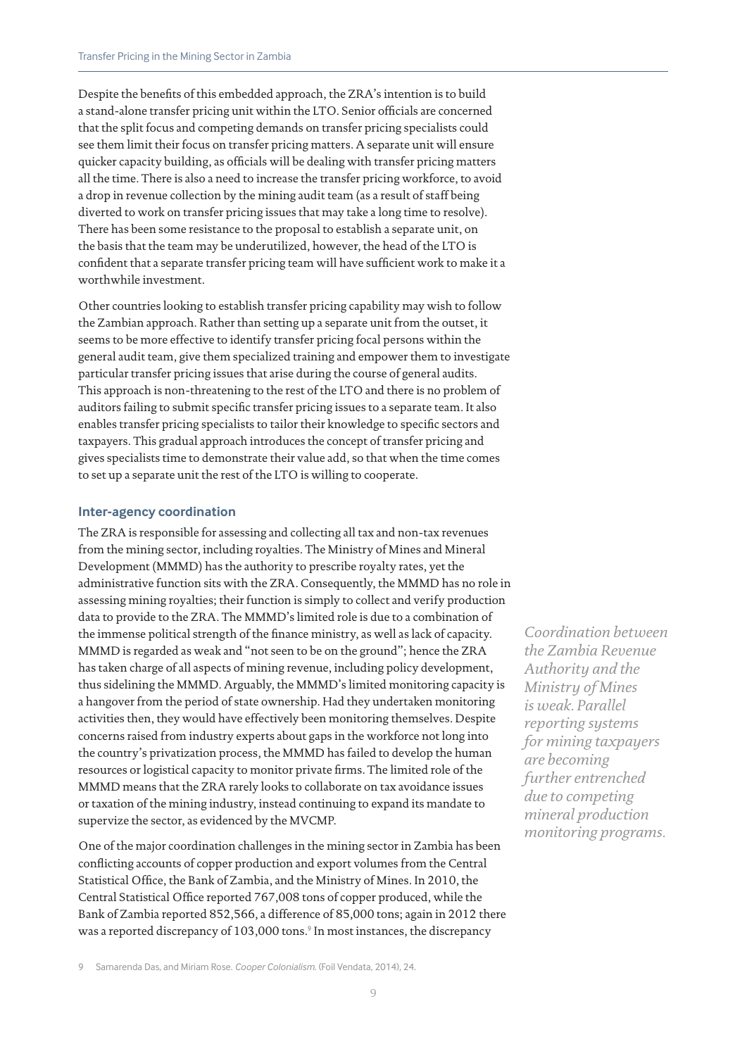Despite the benefits of this embedded approach, the ZRA's intention is to build a stand-alone transfer pricing unit within the LTO. Senior officials are concerned that the split focus and competing demands on transfer pricing specialists could see them limit their focus on transfer pricing matters. A separate unit will ensure quicker capacity building, as officials will be dealing with transfer pricing matters all the time. There is also a need to increase the transfer pricing workforce, to avoid a drop in revenue collection by the mining audit team (as a result of staff being diverted to work on transfer pricing issues that may take a long time to resolve). There has been some resistance to the proposal to establish a separate unit, on the basis that the team may be underutilized, however, the head of the LTO is confident that a separate transfer pricing team will have sufficient work to make it a worthwhile investment.

Other countries looking to establish transfer pricing capability may wish to follow the Zambian approach. Rather than setting up a separate unit from the outset, it seems to be more effective to identify transfer pricing focal persons within the general audit team, give them specialized training and empower them to investigate particular transfer pricing issues that arise during the course of general audits. This approach is non-threatening to the rest of the LTO and there is no problem of auditors failing to submit specific transfer pricing issues to a separate team. It also enables transfer pricing specialists to tailor their knowledge to specific sectors and taxpayers. This gradual approach introduces the concept of transfer pricing and gives specialists time to demonstrate their value add, so that when the time comes to set up a separate unit the rest of the LTO is willing to cooperate.

### Inter-agency coordination

The ZRA is responsible for assessing and collecting all tax and non-tax revenues from the mining sector, including royalties. The Ministry of Mines and Mineral Development (MMMD) has the authority to prescribe royalty rates, yet the administrative function sits with the ZRA. Consequently, the MMMD has no role in assessing mining royalties; their function is simply to collect and verify production data to provide to the ZRA. The MMMD's limited role is due to a combination of the immense political strength of the finance ministry, as well as lack of capacity. MMMD is regarded as weak and "not seen to be on the ground"; hence the ZRA has taken charge of all aspects of mining revenue, including policy development, thus sidelining the MMMD. Arguably, the MMMD's limited monitoring capacity is a hangover from the period of state ownership. Had they undertaken monitoring activities then, they would have effectively been monitoring themselves. Despite concerns raised from industry experts about gaps in the workforce not long into the country's privatization process, the MMMD has failed to develop the human resources or logistical capacity to monitor private firms. The limited role of the MMMD means that the ZRA rarely looks to collaborate on tax avoidance issues or taxation of the mining industry, instead continuing to expand its mandate to supervize the sector, as evidenced by the MVCMP.

*Coordination between the Zambia Revenue Authority and the Ministry of Mines is weak. Parallel reporting systems for mining taxpayers are becoming further entrenched due to competing mineral production monitoring programs.*

One of the major coordination challenges in the mining sector in Zambia has been conflicting accounts of copper production and export volumes from the Central Statistical Office, the Bank of Zambia, and the Ministry of Mines. In 2010, the Central Statistical Office reported 767,008 tons of copper produced, while the Bank of Zambia reported 852,566, a difference of 85,000 tons; again in 2012 there was a reported discrepancy of 103,000 tons.[9] In most instances, the discrepancy

9 Samarenda Das, and Miriam Rose. *Cooper Colonialism.* (Foil Vendata, 2014), 24.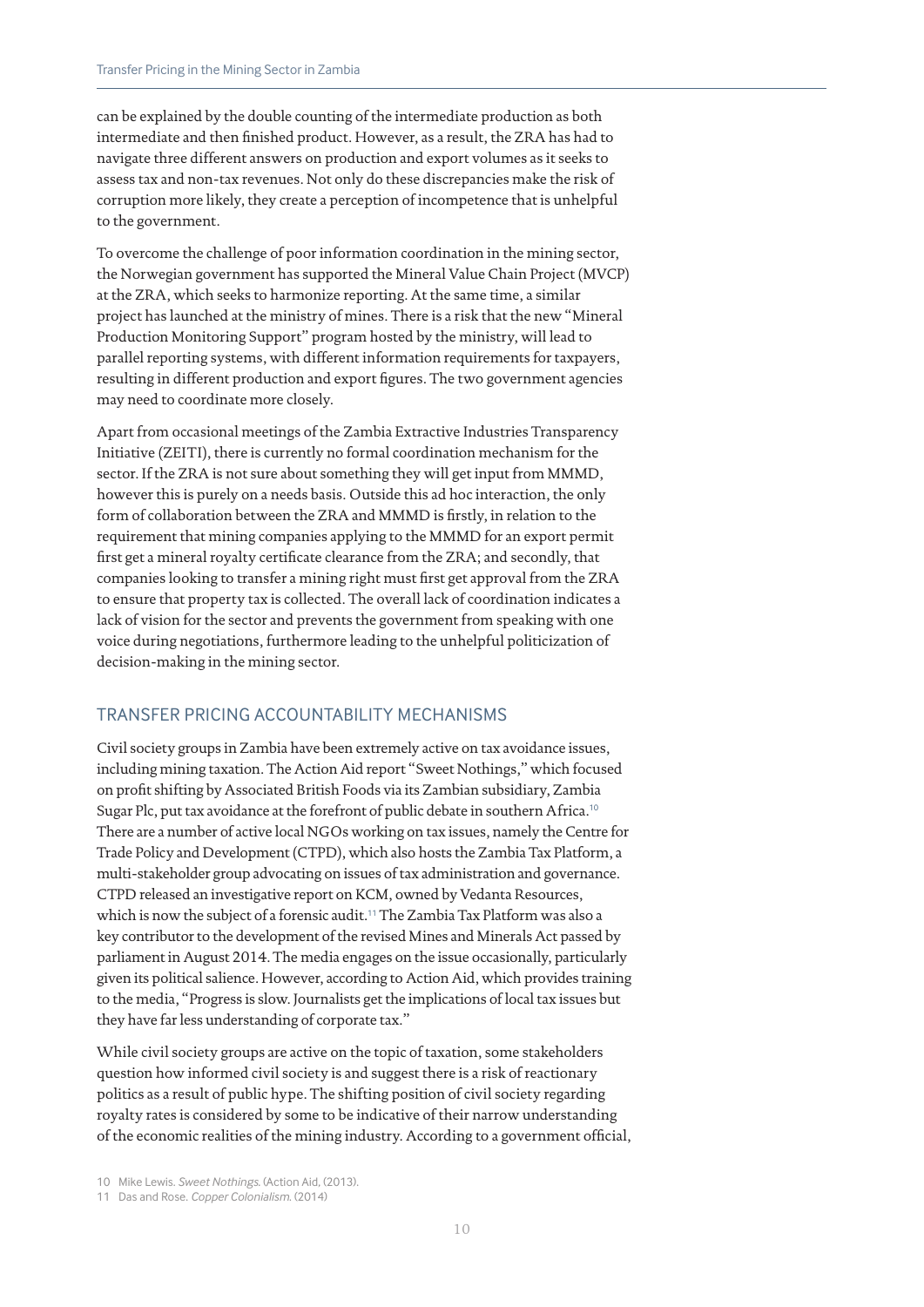can be explained by the double counting of the intermediate production as both intermediate and then finished product. However, as a result, the ZRA has had to navigate three different answers on production and export volumes as it seeks to assess tax and non-tax revenues. Not only do these discrepancies make the risk of corruption more likely, they create a perception of incompetence that is unhelpful to the government.

To overcome the challenge of poor information coordination in the mining sector, the Norwegian government has supported the Mineral Value Chain Project (MVCP) at the ZRA, which seeks to harmonize reporting. At the same time, a similar project has launched at the ministry of mines. There is a risk that the new "Mineral Production Monitoring Support" program hosted by the ministry, will lead to parallel reporting systems, with different information requirements for taxpayers, resulting in different production and export figures. The two government agencies may need to coordinate more closely.

Apart from occasional meetings of the Zambia Extractive Industries Transparency Initiative (ZEITI), there is currently no formal coordination mechanism for the sector. If the ZRA is not sure about something they will get input from MMMD, however this is purely on a needs basis. Outside this ad hoc interaction, the only form of collaboration between the ZRA and MMMD is firstly, in relation to the requirement that mining companies applying to the MMMD for an export permit first get a mineral royalty certificate clearance from the ZRA; and secondly, that companies looking to transfer a mining right must first get approval from the ZRA to ensure that property tax is collected. The overall lack of coordination indicates a lack of vision for the sector and prevents the government from speaking with one voice during negotiations, furthermore leading to the unhelpful politicization of decision-making in the mining sector.

## TRANSFER PRICING ACCOUNTABILITY MECHANISMS

Civil society groups in Zambia have been extremely active on tax avoidance issues, including mining taxation. The Action Aid report "Sweet Nothings," which focused on profit shifting by Associated British Foods via its Zambian subsidiary, Zambia Sugar Plc, put tax avoidance at the forefront of public debate in southern Africa.[10] There are a number of active local NGOs working on tax issues, namely the Centre for Trade Policy and Development (CTPD), which also hosts the Zambia Tax Platform, a multi-stakeholder group advocating on issues of tax administration and governance. CTPD released an investigative report on KCM, owned by Vedanta Resources, which is now the subject of a forensic audit.[11] The Zambia Tax Platform was also a key contributor to the development of the revised Mines and Minerals Act passed by parliament in August 2014. The media engages on the issue occasionally, particularly given its political salience. However, according to Action Aid, which provides training to the media, "Progress is slow. Journalists get the implications of local tax issues but they have far less understanding of corporate tax."

While civil society groups are active on the topic of taxation, some stakeholders question how informed civil society is and suggest there is a risk of reactionary politics as a result of public hype. The shifting position of civil society regarding royalty rates is considered by some to be indicative of their narrow understanding of the economic realities of the mining industry. According to a government official,

10 Mike Lewis. *Sweet Nothings*. (Action Aid, (2013).

11 Das and Rose. *Copper Colonialism*. (2014)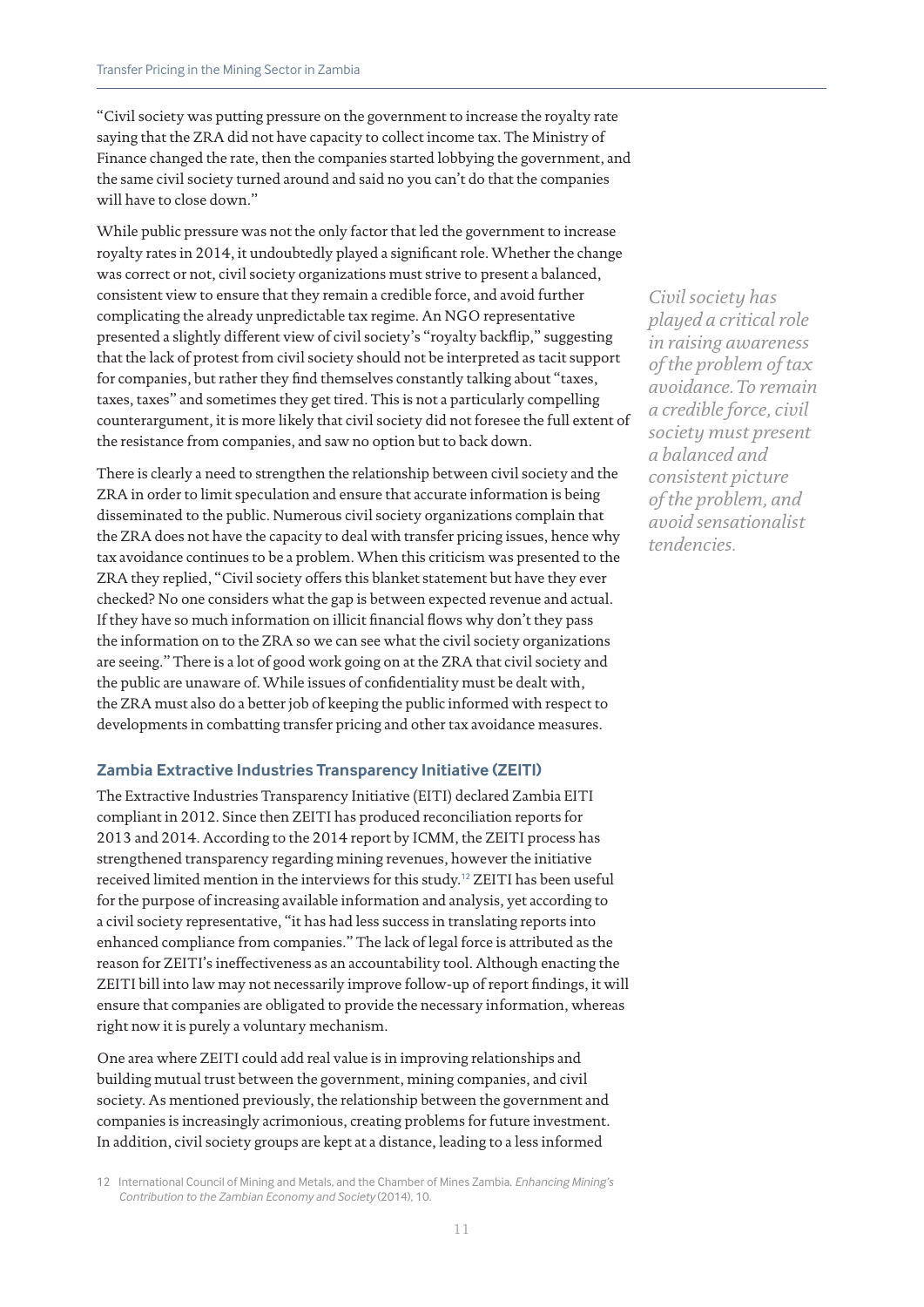"Civil society was putting pressure on the government to increase the royalty rate saying that the ZRA did not have capacity to collect income tax. The Ministry of Finance changed the rate, then the companies started lobbying the government, and the same civil society turned around and said no you can't do that the companies will have to close down."

While public pressure was not the only factor that led the government to increase royalty rates in 2014, it undoubtedly played a significant role. Whether the change was correct or not, civil society organizations must strive to present a balanced, consistent view to ensure that they remain a credible force, and avoid further complicating the already unpredictable tax regime. An NGO representative presented a slightly different view of civil society's "royalty backflip," suggesting that the lack of protest from civil society should not be interpreted as tacit support for companies, but rather they find themselves constantly talking about "taxes, taxes, taxes" and sometimes they get tired. This is not a particularly compelling counterargument, it is more likely that civil society did not foresee the full extent of the resistance from companies, and saw no option but to back down.

*Civil society has played a critical role in raising awareness of the problem of tax avoidance. To remain a credible force, civil society must present a balanced and consistent picture of the problem, and avoid sensationalist tendencies.*

There is clearly a need to strengthen the relationship between civil society and the ZRA in order to limit speculation and ensure that accurate information is being disseminated to the public. Numerous civil society organizations complain that the ZRA does not have the capacity to deal with transfer pricing issues, hence why tax avoidance continues to be a problem. When this criticism was presented to the ZRA they replied, "Civil society offers this blanket statement but have they ever checked? No one considers what the gap is between expected revenue and actual. If they have so much information on illicit financial flows why don't they pass the information on to the ZRA so we can see what the civil society organizations are seeing." There is a lot of good work going on at the ZRA that civil society and the public are unaware of. While issues of confidentiality must be dealt with, the ZRA must also do a better job of keeping the public informed with respect to developments in combatting transfer pricing and other tax avoidance measures.

### Zambia Extractive Industries Transparency Initiative (ZEITI)

The Extractive Industries Transparency Initiative (EITI) declared Zambia EITI compliant in 2012. Since then ZEITI has produced reconciliation reports for 2013 and 2014. According to the 2014 report by ICMM, the ZEITI process has strengthened transparency regarding mining revenues, however the initiative received limited mention in the interviews for this study.[12] ZEITI has been useful for the purpose of increasing available information and analysis, yet according to a civil society representative, "it has had less success in translating reports into enhanced compliance from companies." The lack of legal force is attributed as the reason for ZEITI's ineffectiveness as an accountability tool. Although enacting the ZEITI bill into law may not necessarily improve follow-up of report findings, it will ensure that companies are obligated to provide the necessary information, whereas right now it is purely a voluntary mechanism.

One area where ZEITI could add real value is in improving relationships and building mutual trust between the government, mining companies, and civil society. As mentioned previously, the relationship between the government and companies is increasingly acrimonious, creating problems for future investment. In addition, civil society groups are kept at a distance, leading to a less informed

[12] International Council of Mining and Metals, and the Chamber of Mines Zambia. *Enhancing Mining's Contribution to the Zambian Economy and Society* (2014), 10.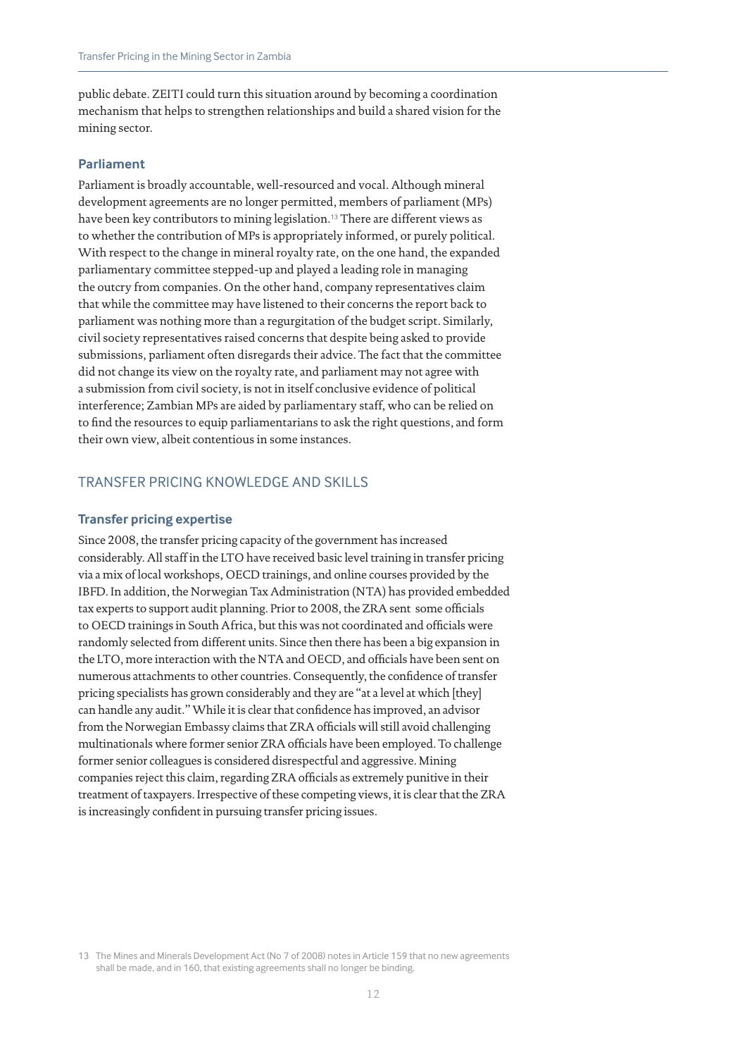public debate. ZEITI could turn this situation around by becoming a coordination mechanism that helps to strengthen relationships and build a shared vision for the mining sector.

### Parliament

Parliament is broadly accountable, well-resourced and vocal. Although mineral development agreements are no longer permitted, members of parliament (MPs) have been key contributors to mining legislation.[13] There are different views as to whether the contribution of MPs is appropriately informed, or purely political. With respect to the change in mineral royalty rate, on the one hand, the expanded parliamentary committee stepped-up and played a leading role in managing the outcry from companies. On the other hand, company representatives claim that while the committee may have listened to their concerns the report back to parliament was nothing more than a regurgitation of the budget script. Similarly, civil society representatives raised concerns that despite being asked to provide submissions, parliament often disregards their advice. The fact that the committee did not change its view on the royalty rate, and parliament may not agree with a submission from civil society, is not in itself conclusive evidence of political interference; Zambian MPs are aided by parliamentary staff, who can be relied on to find the resources to equip parliamentarians to ask the right questions, and form their own view, albeit contentious in some instances.

## TRANSFER PRICING KNOWLEDGE AND SKILLS

### Transfer pricing expertise

Since 2008, the transfer pricing capacity of the government has increased considerably. All staff in the LTO have received basic level training in transfer pricing via a mix of local workshops, OECD trainings, and online courses provided by the IBFD. In addition, the Norwegian Tax Administration (NTA) has provided embedded tax experts to support audit planning. Prior to 2008, the ZRA sent some officials to OECD trainings in South Africa, but this was not coordinated and officials were randomly selected from different units. Since then there has been a big expansion in the LTO, more interaction with the NTA and OECD, and officials have been sent on numerous attachments to other countries. Consequently, the confidence of transfer pricing specialists has grown considerably and they are "at a level at which [they] can handle any audit." While it is clear that confidence has improved, an advisor from the Norwegian Embassy claims that ZRA officials will still avoid challenging multinationals where former senior ZRA officials have been employed. To challenge former senior colleagues is considered disrespectful and aggressive. Mining companies reject this claim, regarding ZRA officials as extremely punitive in their treatment of taxpayers. Irrespective of these competing views, it is clear that the ZRA is increasingly confident in pursuing transfer pricing issues.

---

13 The Mines and Minerals Development Act (No 7 of 2008) notes in Article 159 that no new agreements shall be made, and in 160, that existing agreements shall no longer be binding.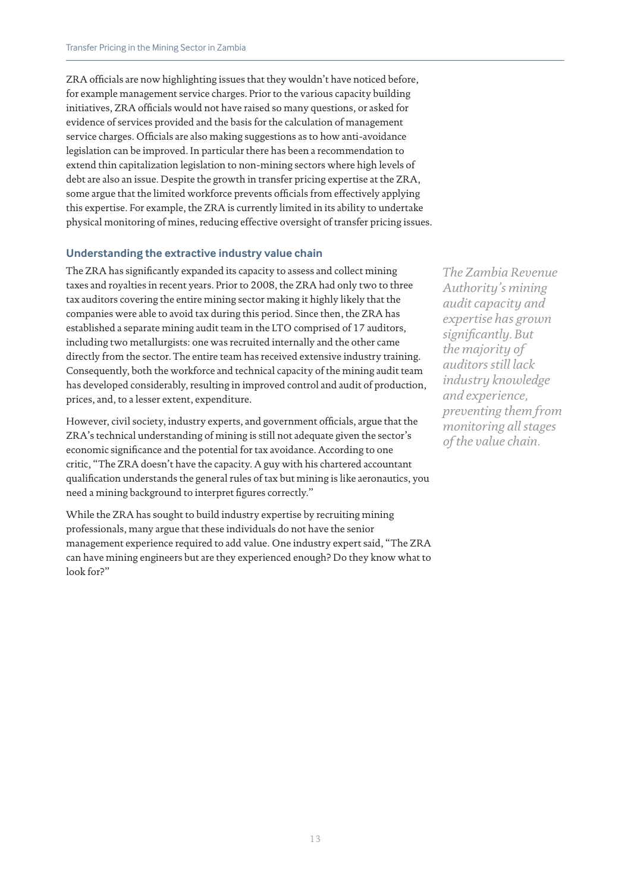ZRA officials are now highlighting issues that they wouldn't have noticed before, for example management service charges. Prior to the various capacity building initiatives, ZRA officials would not have raised so many questions, or asked for evidence of services provided and the basis for the calculation of management service charges. Officials are also making suggestions as to how anti-avoidance legislation can be improved. In particular there has been a recommendation to extend thin capitalization legislation to non-mining sectors where high levels of debt are also an issue. Despite the growth in transfer pricing expertise at the ZRA, some argue that the limited workforce prevents officials from effectively applying this expertise. For example, the ZRA is currently limited in its ability to undertake physical monitoring of mines, reducing effective oversight of transfer pricing issues.

### Understanding the extractive industry value chain

The ZRA has significantly expanded its capacity to assess and collect mining taxes and royalties in recent years. Prior to 2008, the ZRA had only two to three tax auditors covering the entire mining sector making it highly likely that the companies were able to avoid tax during this period. Since then, the ZRA has established a separate mining audit team in the LTO comprised of 17 auditors, including two metallurgists: one was recruited internally and the other came directly from the sector. The entire team has received extensive industry training. Consequently, both the workforce and technical capacity of the mining audit team has developed considerably, resulting in improved control and audit of production, prices, and, to a lesser extent, expenditure.

*The Zambia Revenue Authority's mining audit capacity and expertise has grown significantly. But the majority of auditors still lack industry knowledge and experience, preventing them from monitoring all stages of the value chain.*

However, civil society, industry experts, and government officials, argue that the ZRA's technical understanding of mining is still not adequate given the sector's economic significance and the potential for tax avoidance. According to one critic, "The ZRA doesn't have the capacity. A guy with his chartered accountant qualification understands the general rules of tax but mining is like aeronautics, you need a mining background to interpret figures correctly."

While the ZRA has sought to build industry expertise by recruiting mining professionals, many argue that these individuals do not have the senior management experience required to add value. One industry expert said, "The ZRA can have mining engineers but are they experienced enough? Do they know what to look for?"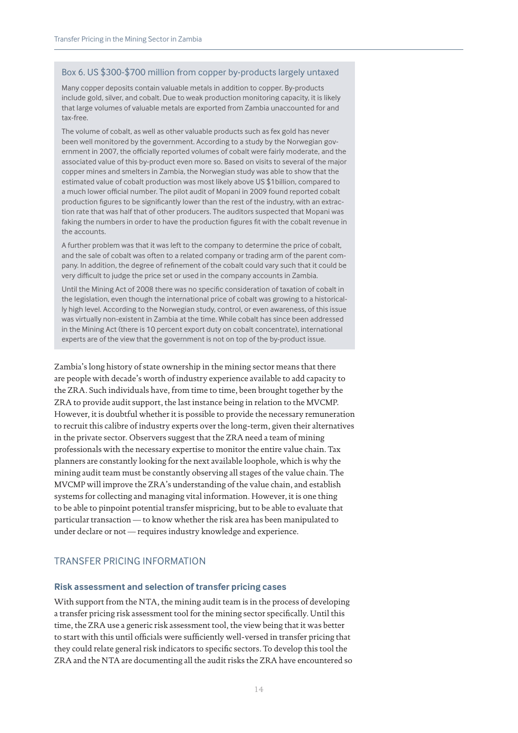### Box 6. US $300-$700 million from copper by-products largely untaxed

Many copper deposits contain valuable metals in addition to copper. By-products include gold, silver, and cobalt. Due to weak production monitoring capacity, it is likely that large volumes of valuable metals are exported from Zambia unaccounted for and tax-free.

The volume of cobalt, as well as other valuable products such as fex gold has never been well monitored by the government. According to a study by the Norwegian government in 2007, the officially reported volumes of cobalt were fairly moderate, and the associated value of this by-product even more so. Based on visits to several of the major copper mines and smelters in Zambia, the Norwegian study was able to show that the estimated value of cobalt production was most likely above US $1billion, compared to a much lower official number. The pilot audit of Mopani in 2009 found reported cobalt production figures to be significantly lower than the rest of the industry, with an extraction rate that was half that of other producers. The auditors suspected that Mopani was faking the numbers in order to have the production figures fit with the cobalt revenue in the accounts.

A further problem was that it was left to the company to determine the price of cobalt, and the sale of cobalt was often to a related company or trading arm of the parent company. In addition, the degree of refinement of the cobalt could vary such that it could be very difficult to judge the price set or used in the company accounts in Zambia.

Until the Mining Act of 2008 there was no specific consideration of taxation of cobalt in the legislation, even though the international price of cobalt was growing to a historically high level. According to the Norwegian study, control, or even awareness, of this issue was virtually non-existent in Zambia at the time. While cobalt has since been addressed in the Mining Act (there is 10 percent export duty on cobalt concentrate), international experts are of the view that the government is not on top of the by-product issue.

Zambia's long history of state ownership in the mining sector means that there are people with decade's worth of industry experience available to add capacity to the ZRA. Such individuals have, from time to time, been brought together by the ZRA to provide audit support, the last instance being in relation to the MVCMP. However, it is doubtful whether it is possible to provide the necessary remuneration to recruit this calibre of industry experts over the long-term, given their alternatives in the private sector. Observers suggest that the ZRA need a team of mining professionals with the necessary expertise to monitor the entire value chain. Tax planners are constantly looking for the next available loophole, which is why the mining audit team must be constantly observing all stages of the value chain. The MVCMP will improve the ZRA's understanding of the value chain, and establish systems for collecting and managing vital information. However, it is one thing to be able to pinpoint potential transfer mispricing, but to be able to evaluate that particular transaction — to know whether the risk area has been manipulated to under declare or not — requires industry knowledge and experience.

## TRANSFER PRICING INFORMATION

### Risk assessment and selection of transfer pricing cases

With support from the NTA, the mining audit team is in the process of developing a transfer pricing risk assessment tool for the mining sector specifically. Until this time, the ZRA use a generic risk assessment tool, the view being that it was better to start with this until officials were sufficiently well-versed in transfer pricing that they could relate general risk indicators to specific sectors. To develop this tool the ZRA and the NTA are documenting all the audit risks the ZRA have encountered so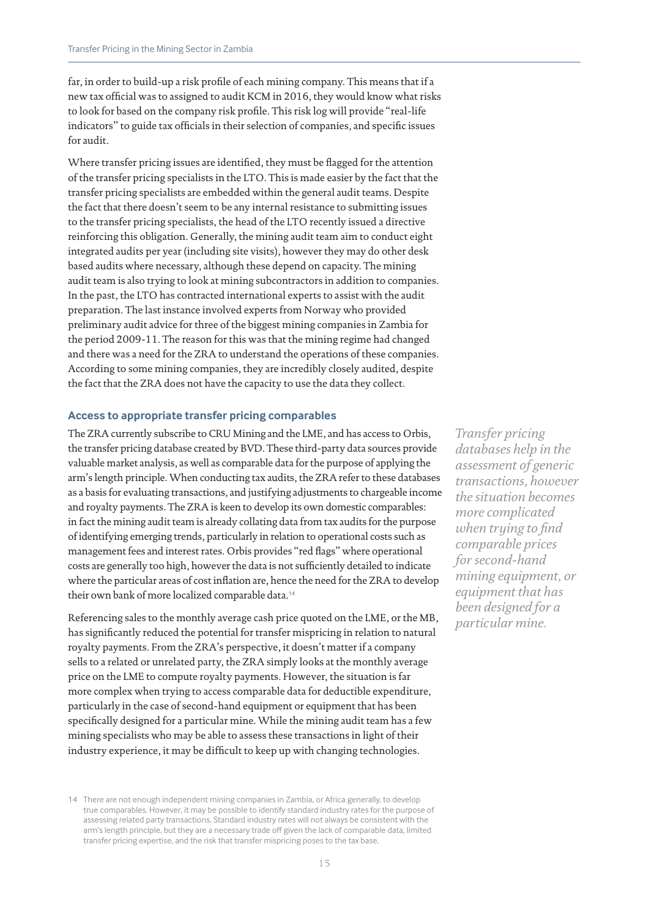far, in order to build-up a risk profile of each mining company. This means that if a new tax official was to assigned to audit KCM in 2016, they would know what risks to look for based on the company risk profile. This risk log will provide "real-life indicators" to guide tax officials in their selection of companies, and specific issues for audit.

Where transfer pricing issues are identified, they must be flagged for the attention of the transfer pricing specialists in the LTO. This is made easier by the fact that the transfer pricing specialists are embedded within the general audit teams. Despite the fact that there doesn't seem to be any internal resistance to submitting issues to the transfer pricing specialists, the head of the LTO recently issued a directive reinforcing this obligation. Generally, the mining audit team aim to conduct eight integrated audits per year (including site visits), however they may do other desk based audits where necessary, although these depend on capacity. The mining audit team is also trying to look at mining subcontractors in addition to companies. In the past, the LTO has contracted international experts to assist with the audit preparation. The last instance involved experts from Norway who provided preliminary audit advice for three of the biggest mining companies in Zambia for the period 2009-11. The reason for this was that the mining regime had changed and there was a need for the ZRA to understand the operations of these companies. According to some mining companies, they are incredibly closely audited, despite the fact that the ZRA does not have the capacity to use the data they collect.

### Access to appropriate transfer pricing comparables

The ZRA currently subscribe to CRU Mining and the LME, and has access to Orbis, the transfer pricing database created by BVD. These third-party data sources provide valuable market analysis, as well as comparable data for the purpose of applying the arm's length principle. When conducting tax audits, the ZRA refer to these databases as a basis for evaluating transactions, and justifying adjustments to chargeable income and royalty payments. The ZRA is keen to develop its own domestic comparables: in fact the mining audit team is already collating data from tax audits for the purpose of identifying emerging trends, particularly in relation to operational costs such as management fees and interest rates. Orbis provides "red flags" where operational costs are generally too high, however the data is not sufficiently detailed to indicate where the particular areas of cost inflation are, hence the need for the ZRA to develop their own bank of more localized comparable data.[14]

*Transfer pricing databases help in the assessment of generic transactions, however the situation becomes more complicated when trying to find comparable prices for second-hand mining equipment, or equipment that has been designed for a particular mine.*

Referencing sales to the monthly average cash price quoted on the LME, or the MB, has significantly reduced the potential for transfer mispricing in relation to natural royalty payments. From the ZRA's perspective, it doesn't matter if a company sells to a related or unrelated party, the ZRA simply looks at the monthly average price on the LME to compute royalty payments. However, the situation is far more complex when trying to access comparable data for deductible expenditure, particularly in the case of second-hand equipment or equipment that has been specifically designed for a particular mine. While the mining audit team has a few mining specialists who may be able to assess these transactions in light of their industry experience, it may be difficult to keep up with changing technologies.

14 There are not enough independent mining companies in Zambia, or Africa generally, to develop true comparables. However, it may be possible to identify standard industry rates for the purpose of assessing related party transactions. Standard industry rates will not always be consistent with the arm's length principle, but they are a necessary trade off given the lack of comparable data, limited transfer pricing expertise, and the risk that transfer mispricing poses to the tax base.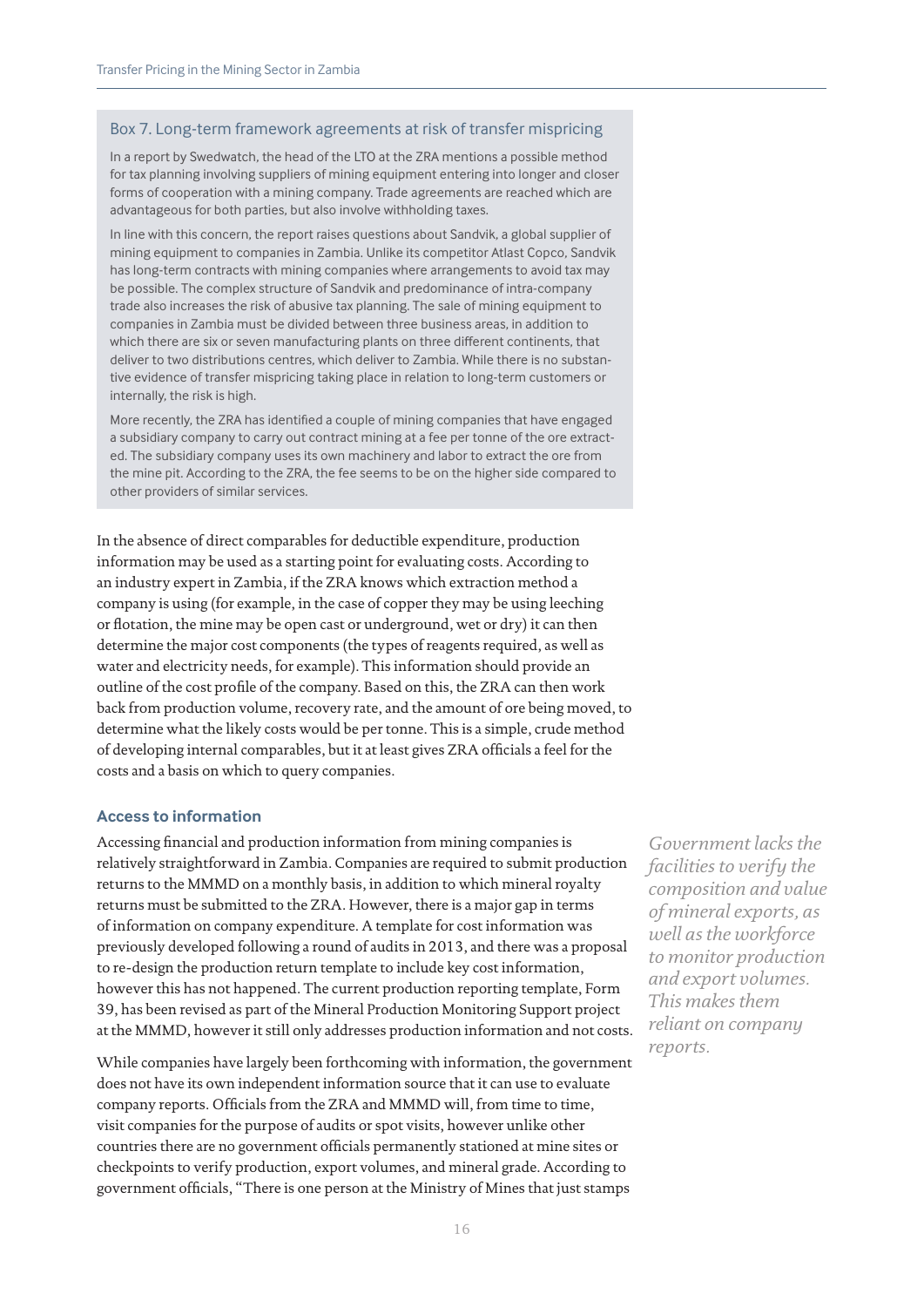### Box 7. Long-term framework agreements at risk of transfer mispricing

In a report by Swedwatch, the head of the LTO at the ZRA mentions a possible method for tax planning involving suppliers of mining equipment entering into longer and closer forms of cooperation with a mining company. Trade agreements are reached which are advantageous for both parties, but also involve withholding taxes.

In line with this concern, the report raises questions about Sandvik, a global supplier of mining equipment to companies in Zambia. Unlike its competitor Atlast Copco, Sandvik has long-term contracts with mining companies where arrangements to avoid tax may be possible. The complex structure of Sandvik and predominance of intra-company trade also increases the risk of abusive tax planning. The sale of mining equipment to companies in Zambia must be divided between three business areas, in addition to which there are six or seven manufacturing plants on three different continents, that deliver to two distributions centres, which deliver to Zambia. While there is no substantive evidence of transfer mispricing taking place in relation to long-term customers or internally, the risk is high.

More recently, the ZRA has identified a couple of mining companies that have engaged a subsidiary company to carry out contract mining at a fee per tonne of the ore extracted. The subsidiary company uses its own machinery and labor to extract the ore from the mine pit. According to the ZRA, the fee seems to be on the higher side compared to other providers of similar services.

In the absence of direct comparables for deductible expenditure, production information may be used as a starting point for evaluating costs. According to an industry expert in Zambia, if the ZRA knows which extraction method a company is using (for example, in the case of copper they may be using leeching or flotation, the mine may be open cast or underground, wet or dry) it can then determine the major cost components (the types of reagents required, as well as water and electricity needs, for example). This information should provide an outline of the cost profile of the company. Based on this, the ZRA can then work back from production volume, recovery rate, and the amount of ore being moved, to determine what the likely costs would be per tonne. This is a simple, crude method of developing internal comparables, but it at least gives ZRA officials a feel for the costs and a basis on which to query companies.

### Access to information

Accessing financial and production information from mining companies is relatively straightforward in Zambia. Companies are required to submit production returns to the MMMD on a monthly basis, in addition to which mineral royalty returns must be submitted to the ZRA. However, there is a major gap in terms of information on company expenditure. A template for cost information was previously developed following a round of audits in 2013, and there was a proposal to re-design the production return template to include key cost information, however this has not happened. The current production reporting template, Form 39, has been revised as part of the Mineral Production Monitoring Support project at the MMMD, however it still only addresses production information and not costs.

*Government lacks the facilities to verify the composition and value of mineral exports, as well as the workforce to monitor production and export volumes. This makes them reliant on company reports.*

While companies have largely been forthcoming with information, the government does not have its own independent information source that it can use to evaluate company reports. Officials from the ZRA and MMMD will, from time to time, visit companies for the purpose of audits or spot visits, however unlike other countries there are no government officials permanently stationed at mine sites or checkpoints to verify production, export volumes, and mineral grade. According to government officials, "There is one person at the Ministry of Mines that just stamps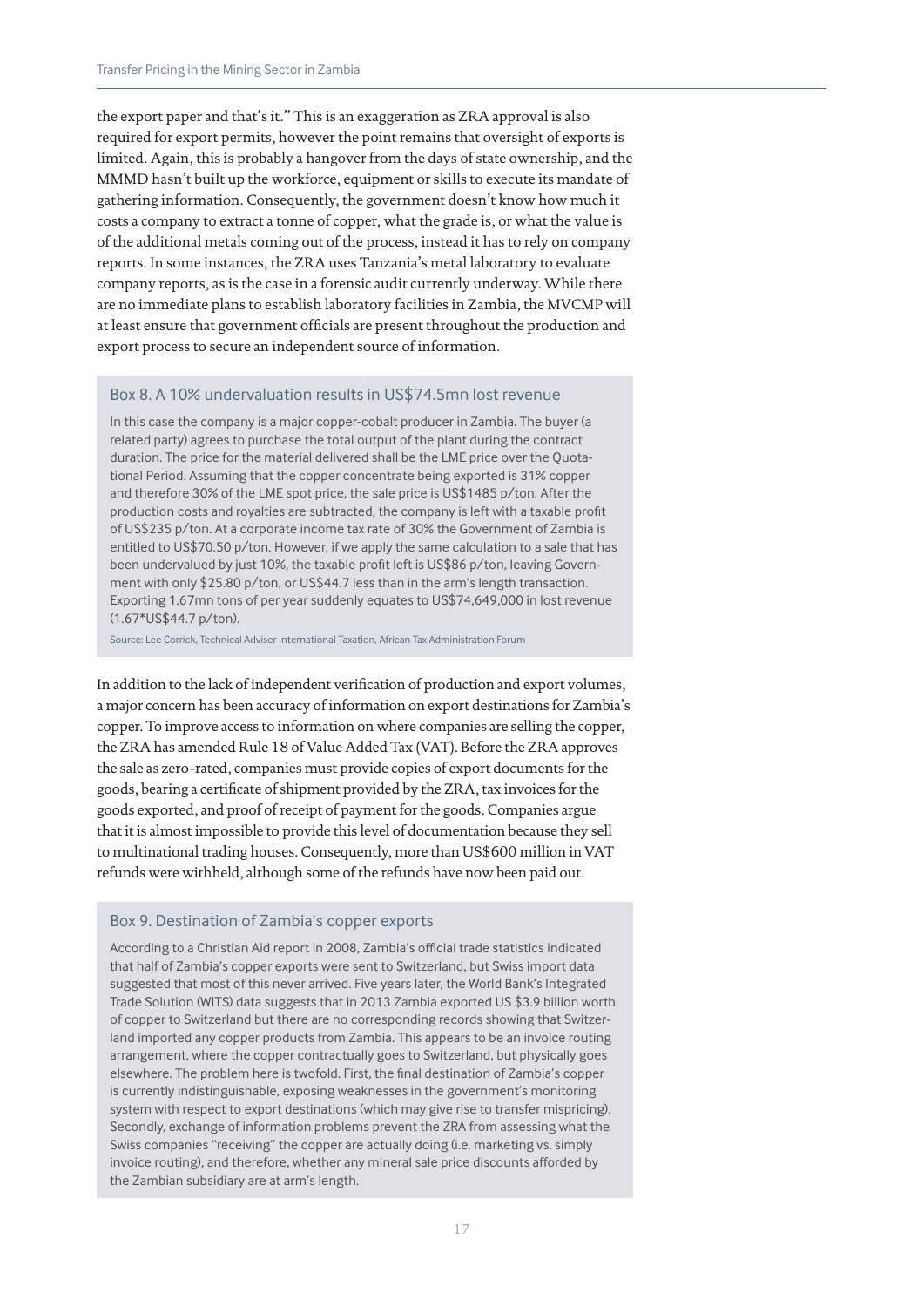the export paper and that's it." This is an exaggeration as ZRA approval is also required for export permits, however the point remains that oversight of exports is limited. Again, this is probably a hangover from the days of state ownership, and the MMMD hasn't built up the workforce, equipment or skills to execute its mandate of gathering information. Consequently, the government doesn't know how much it costs a company to extract a tonne of copper, what the grade is, or what the value is of the additional metals coming out of the process, instead it has to rely on company reports. In some instances, the ZRA uses Tanzania's metal laboratory to evaluate company reports, as is the case in a forensic audit currently underway. While there are no immediate plans to establish laboratory facilities in Zambia, the MVCMP will at least ensure that government officials are present throughout the production and export process to secure an independent source of information.

### Box 8. A 10% undervaluation results in US$74.5mn lost revenue

In this case the company is a major copper-cobalt producer in Zambia. The buyer (a related party) agrees to purchase the total output of the plant during the contract duration. The price for the material delivered shall be the LME price over the Quotational Period. Assuming that the copper concentrate being exported is 31% copper and therefore 30% of the LME spot price, the sale price is US$1485 p/ton. After the production costs and royalties are subtracted, the company is left with a taxable profit of US$235 p/ton. At a corporate income tax rate of 30% the Government of Zambia is entitled to US$70.50 p/ton. However, if we apply the same calculation to a sale that has been undervalued by just 10%, the taxable profit left is US$86 p/ton, leaving Government with only $25.80 p/ton, or US$44.7 less than in the arm's length transaction. Exporting 1.67mn tons of per year suddenly equates to US$74,649,000 in lost revenue (1.67*US$44.7 p/ton).

Source: Lee Corrick, Technical Adviser International Taxation, African Tax Administration Forum

In addition to the lack of independent verification of production and export volumes, a major concern has been accuracy of information on export destinations for Zambia's copper. To improve access to information on where companies are selling the copper, the ZRA has amended Rule 18 of Value Added Tax (VAT). Before the ZRA approves the sale as zero-rated, companies must provide copies of export documents for the goods, bearing a certificate of shipment provided by the ZRA, tax invoices for the goods exported, and proof of receipt of payment for the goods. Companies argue that it is almost impossible to provide this level of documentation because they sell to multinational trading houses. Consequently, more than US$600 million in VAT refunds were withheld, although some of the refunds have now been paid out.

### Box 9. Destination of Zambia's copper exports

According to a Christian Aid report in 2008, Zambia's official trade statistics indicated that half of Zambia's copper exports were sent to Switzerland, but Swiss import data suggested that most of this never arrived. Five years later, the World Bank's Integrated Trade Solution (WITS) data suggests that in 2013 Zambia exported US $3.9 billion worth of copper to Switzerland but there are no corresponding records showing that Switzerland imported any copper products from Zambia. This appears to be an invoice routing arrangement, where the copper contractually goes to Switzerland, but physically goes elsewhere. The problem here is twofold. First, the final destination of Zambia's copper is currently indistinguishable, exposing weaknesses in the government's monitoring system with respect to export destinations (which may give rise to transfer mispricing). Secondly, exchange of information problems prevent the ZRA from assessing what the Swiss companies "receiving" the copper are actually doing (i.e. marketing vs. simply invoice routing), and therefore, whether any mineral sale price discounts afforded by the Zambian subsidiary are at arm's length.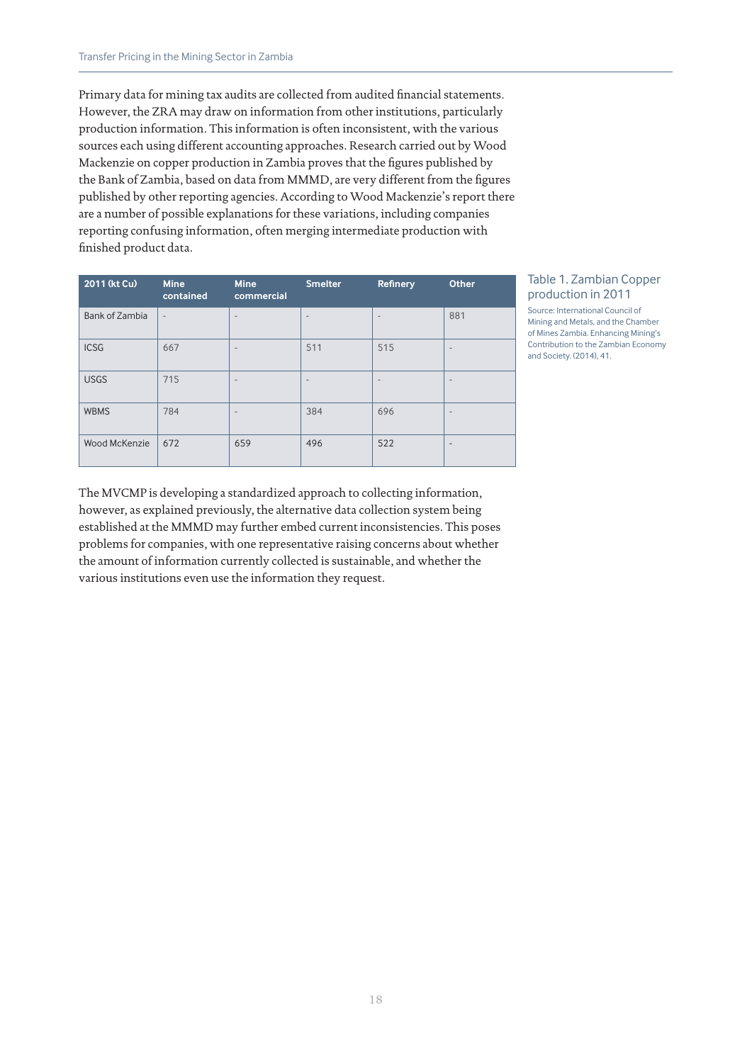Primary data for mining tax audits are collected from audited financial statements. However, the ZRA may draw on information from other institutions, particularly production information. This information is often inconsistent, with the various sources each using different accounting approaches. Research carried out by Wood Mackenzie on copper production in Zambia proves that the figures published by the Bank of Zambia, based on data from MMMD, are very different from the figures published by other reporting agencies. According to Wood Mackenzie's report there are a number of possible explanations for these variations, including companies reporting confusing information, often merging intermediate production with finished product data.

Table 1. Zambian Copper production in 2011

Source: International Council of Mining and Metals, and the Chamber of Mines Zambia. Enhancing Mining's Contribution to the Zambian Economy and Society. (2014), 41.

| 2011 (kt Cu) | Mine contained | Mine commercial | Smelter | Refinery | Other |
|---|---|---|---|---|---|
| Bank of Zambia | - | - | - | - | 881 |
| ICSG | 667 | - | 511 | 515 | - |
| USGS | 715 | - | - | - | - |
| WBMS | 784 | - | 384 | 696 | - |
| Wood McKenzie | 672 | 659 | 496 | 522 | - |

The MVCMP is developing a standardized approach to collecting information, however, as explained previously, the alternative data collection system being established at the MMMD may further embed current inconsistencies. This poses problems for companies, with one representative raising concerns about whether the amount of information currently collected is sustainable, and whether the various institutions even use the information they request.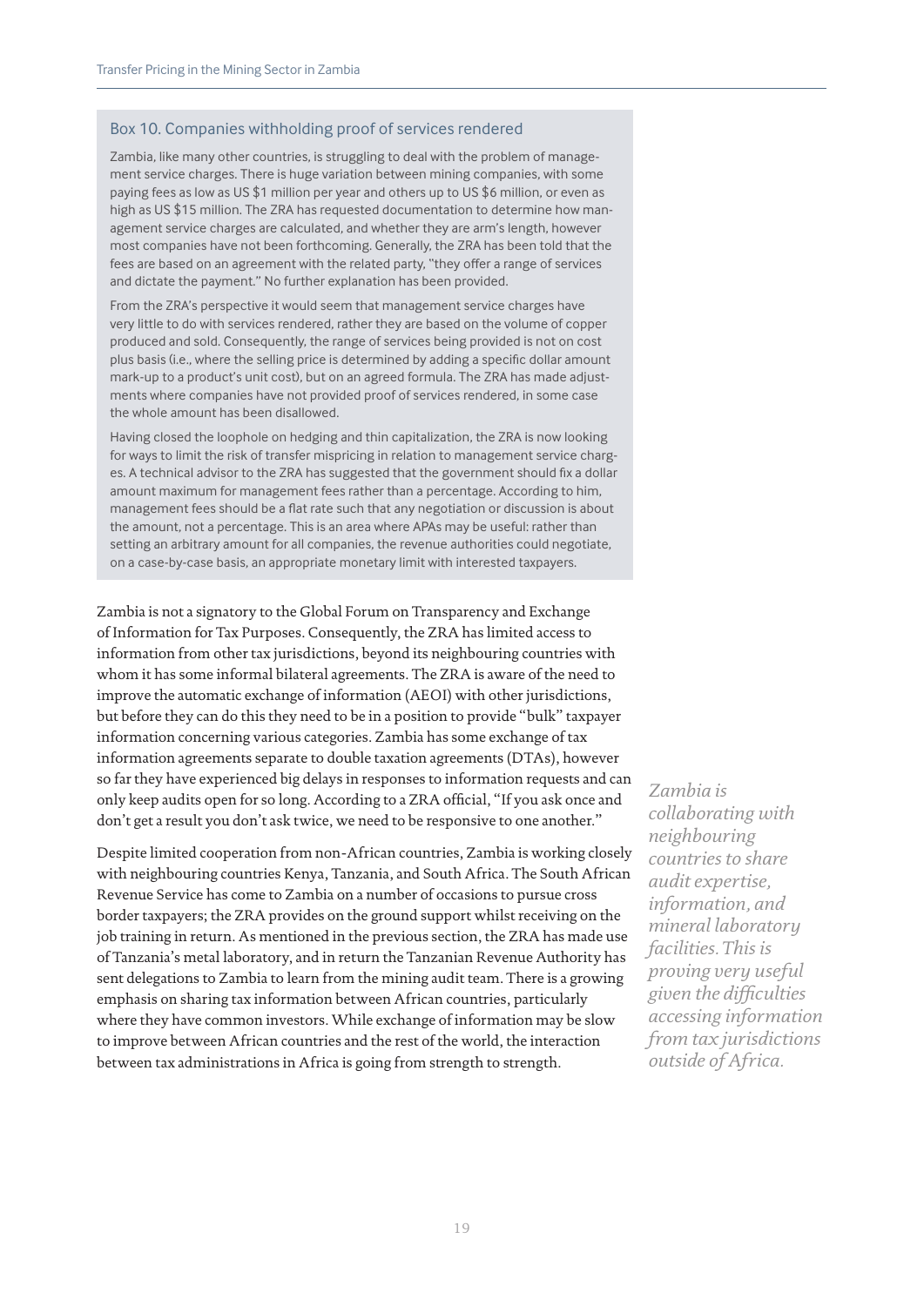### Box 10. Companies withholding proof of services rendered

Zambia, like many other countries, is struggling to deal with the problem of management service charges. There is huge variation between mining companies, with some paying fees as low as US $1 million per year and others up to US $6 million, or even as high as US $15 million. The ZRA has requested documentation to determine how management service charges are calculated, and whether they are arm's length, however most companies have not been forthcoming. Generally, the ZRA has been told that the fees are based on an agreement with the related party, "they offer a range of services and dictate the payment." No further explanation has been provided.

From the ZRA's perspective it would seem that management service charges have very little to do with services rendered, rather they are based on the volume of copper produced and sold. Consequently, the range of services being provided is not on cost plus basis (i.e., where the selling price is determined by adding a specific dollar amount mark-up to a product's unit cost), but on an agreed formula. The ZRA has made adjustments where companies have not provided proof of services rendered, in some case the whole amount has been disallowed.

Having closed the loophole on hedging and thin capitalization, the ZRA is now looking for ways to limit the risk of transfer mispricing in relation to management service charges. A technical advisor to the ZRA has suggested that the government should fix a dollar amount maximum for management fees rather than a percentage. According to him, management fees should be a flat rate such that any negotiation or discussion is about the amount, not a percentage. This is an area where APAs may be useful: rather than setting an arbitrary amount for all companies, the revenue authorities could negotiate, on a case-by-case basis, an appropriate monetary limit with interested taxpayers.

Zambia is not a signatory to the Global Forum on Transparency and Exchange of Information for Tax Purposes. Consequently, the ZRA has limited access to information from other tax jurisdictions, beyond its neighbouring countries with whom it has some informal bilateral agreements. The ZRA is aware of the need to improve the automatic exchange of information (AEOI) with other jurisdictions, but before they can do this they need to be in a position to provide "bulk" taxpayer information concerning various categories. Zambia has some exchange of tax information agreements separate to double taxation agreements (DTAs), however so far they have experienced big delays in responses to information requests and can only keep audits open for so long. According to a ZRA official, "If you ask once and don't get a result you don't ask twice, we need to be responsive to one another."

Despite limited cooperation from non-African countries, Zambia is working closely with neighbouring countries Kenya, Tanzania, and South Africa. The South African Revenue Service has come to Zambia on a number of occasions to pursue cross border taxpayers; the ZRA provides on the ground support whilst receiving on the job training in return. As mentioned in the previous section, the ZRA has made use of Tanzania's metal laboratory, and in return the Tanzanian Revenue Authority has sent delegations to Zambia to learn from the mining audit team. There is a growing emphasis on sharing tax information between African countries, particularly where they have common investors. While exchange of information may be slow to improve between African countries and the rest of the world, the interaction between tax administrations in Africa is going from strength to strength.

*Zambia is collaborating with neighbouring countries to share audit expertise, information, and mineral laboratory facilities. This is proving very useful given the difficulties accessing information from tax jurisdictions outside of Africa.*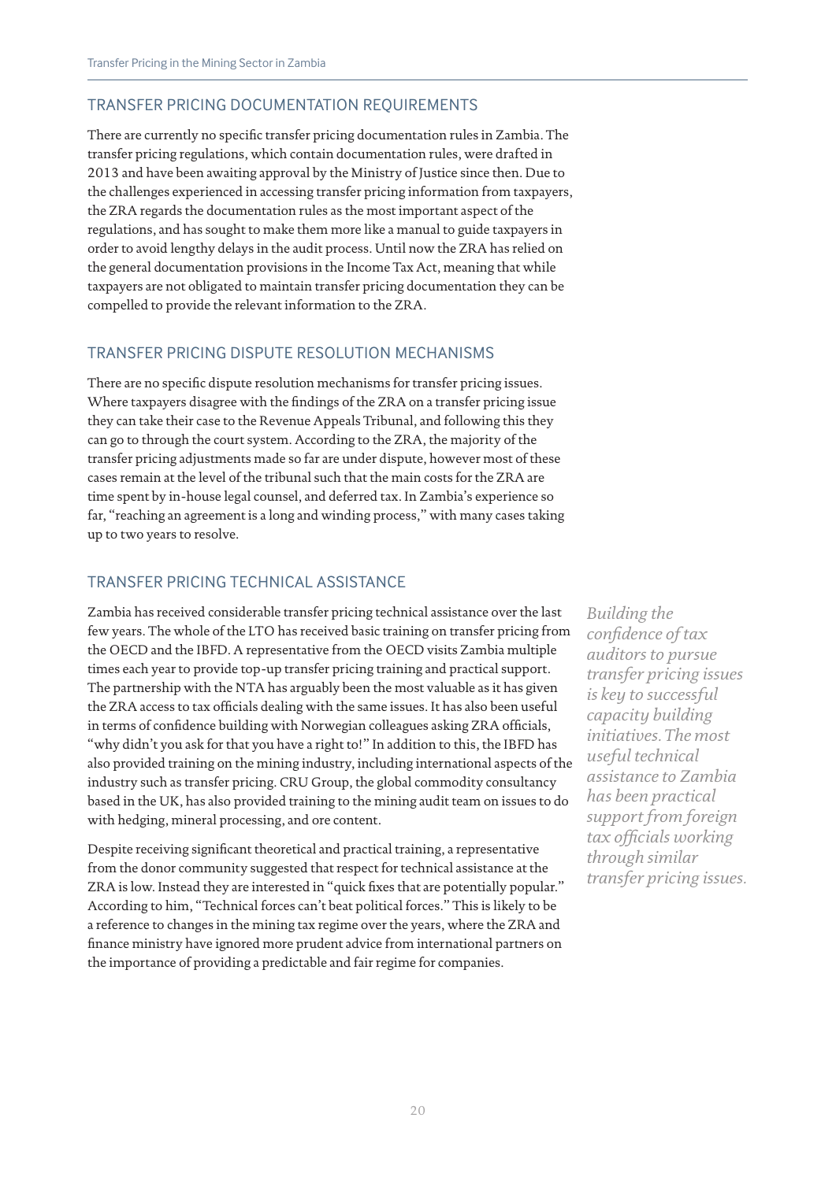## TRANSFER PRICING DOCUMENTATION REQUIREMENTS

There are currently no specific transfer pricing documentation rules in Zambia. The transfer pricing regulations, which contain documentation rules, were drafted in 2013 and have been awaiting approval by the Ministry of Justice since then. Due to the challenges experienced in accessing transfer pricing information from taxpayers, the ZRA regards the documentation rules as the most important aspect of the regulations, and has sought to make them more like a manual to guide taxpayers in order to avoid lengthy delays in the audit process. Until now the ZRA has relied on the general documentation provisions in the Income Tax Act, meaning that while taxpayers are not obligated to maintain transfer pricing documentation they can be compelled to provide the relevant information to the ZRA.

## TRANSFER PRICING DISPUTE RESOLUTION MECHANISMS

There are no specific dispute resolution mechanisms for transfer pricing issues. Where taxpayers disagree with the findings of the ZRA on a transfer pricing issue they can take their case to the Revenue Appeals Tribunal, and following this they can go to through the court system. According to the ZRA, the majority of the transfer pricing adjustments made so far are under dispute, however most of these cases remain at the level of the tribunal such that the main costs for the ZRA are time spent by in-house legal counsel, and deferred tax. In Zambia's experience so far, "reaching an agreement is a long and winding process," with many cases taking up to two years to resolve.

## TRANSFER PRICING TECHNICAL ASSISTANCE

Zambia has received considerable transfer pricing technical assistance over the last few years. The whole of the LTO has received basic training on transfer pricing from the OECD and the IBFD. A representative from the OECD visits Zambia multiple times each year to provide top-up transfer pricing training and practical support. The partnership with the NTA has arguably been the most valuable as it has given the ZRA access to tax officials dealing with the same issues. It has also been useful in terms of confidence building with Norwegian colleagues asking ZRA officials, "why didn't you ask for that you have a right to!" In addition to this, the IBFD has also provided training on the mining industry, including international aspects of the industry such as transfer pricing. CRU Group, the global commodity consultancy based in the UK, has also provided training to the mining audit team on issues to do with hedging, mineral processing, and ore content.

*Building the confidence of tax auditors to pursue transfer pricing issues is key to successful capacity building initiatives. The most useful technical assistance to Zambia has been practical support from foreign tax officials working through similar transfer pricing issues.*

Despite receiving significant theoretical and practical training, a representative from the donor community suggested that respect for technical assistance at the ZRA is low. Instead they are interested in "quick fixes that are potentially popular." According to him, "Technical forces can't beat political forces." This is likely to be a reference to changes in the mining tax regime over the years, where the ZRA and finance ministry have ignored more prudent advice from international partners on the importance of providing a predictable and fair regime for companies.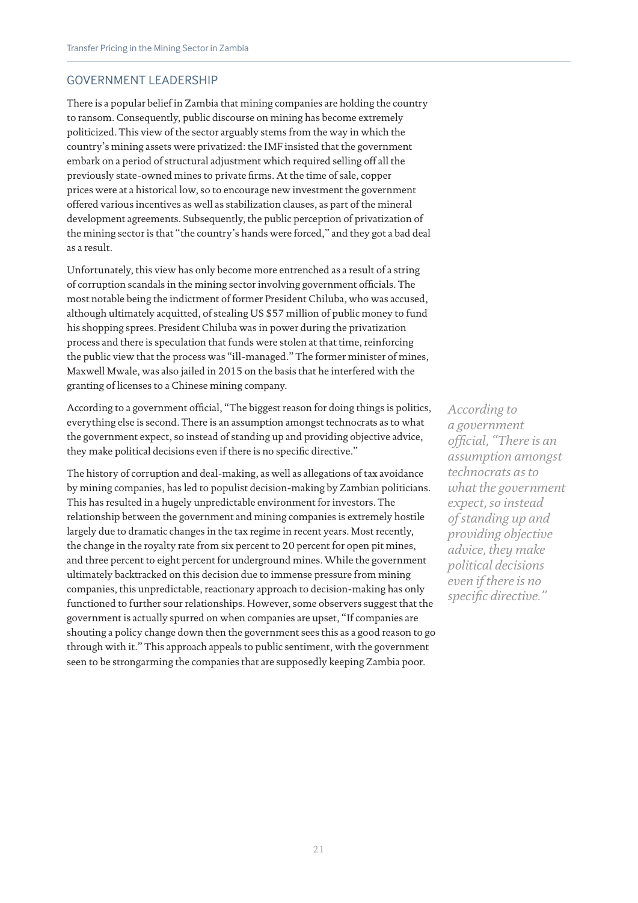## GOVERNMENT LEADERSHIP

There is a popular belief in Zambia that mining companies are holding the country to ransom. Consequently, public discourse on mining has become extremely politicized. This view of the sector arguably stems from the way in which the country's mining assets were privatized: the IMF insisted that the government embark on a period of structural adjustment which required selling off all the previously state-owned mines to private firms. At the time of sale, copper prices were at a historical low, so to encourage new investment the government offered various incentives as well as stabilization clauses, as part of the mineral development agreements. Subsequently, the public perception of privatization of the mining sector is that "the country's hands were forced," and they got a bad deal as a result.

Unfortunately, this view has only become more entrenched as a result of a string of corruption scandals in the mining sector involving government officials. The most notable being the indictment of former President Chiluba, who was accused, although ultimately acquitted, of stealing US $57 million of public money to fund his shopping sprees. President Chiluba was in power during the privatization process and there is speculation that funds were stolen at that time, reinforcing the public view that the process was "ill-managed." The former minister of mines, Maxwell Mwale, was also jailed in 2015 on the basis that he interfered with the granting of licenses to a Chinese mining company.

According to a government official, "The biggest reason for doing things is politics, everything else is second. There is an assumption amongst technocrats as to what the government expect, so instead of standing up and providing objective advice, they make political decisions even if there is no specific directive."

*According to a government official, "There is an assumption amongst technocrats as to what the government expect, so instead of standing up and providing objective advice, they make political decisions even if there is no specific directive."*

The history of corruption and deal-making, as well as allegations of tax avoidance by mining companies, has led to populist decision-making by Zambian politicians. This has resulted in a hugely unpredictable environment for investors. The relationship between the government and mining companies is extremely hostile largely due to dramatic changes in the tax regime in recent years. Most recently, the change in the royalty rate from six percent to 20 percent for open pit mines, and three percent to eight percent for underground mines. While the government ultimately backtracked on this decision due to immense pressure from mining companies, this unpredictable, reactionary approach to decision-making has only functioned to further sour relationships. However, some observers suggest that the government is actually spurred on when companies are upset, "If companies are shouting a policy change down then the government sees this as a good reason to go through with it." This approach appeals to public sentiment, with the government seen to be strongarming the companies that are supposedly keeping Zambia poor.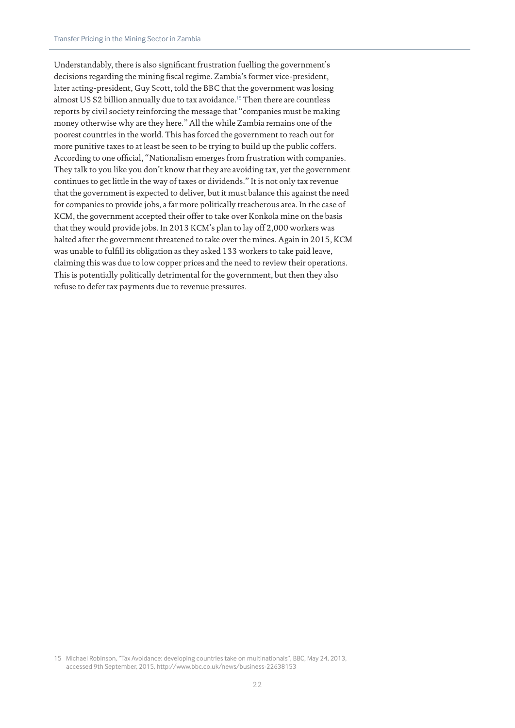Understandably, there is also significant frustration fuelling the government's decisions regarding the mining fiscal regime. Zambia's former vice-president, later acting-president, Guy Scott, told the BBC that the government was losing almost US $2 billion annually due to tax avoidance.[15] Then there are countless reports by civil society reinforcing the message that "companies must be making money otherwise why are they here." All the while Zambia remains one of the poorest countries in the world. This has forced the government to reach out for more punitive taxes to at least be seen to be trying to build up the public coffers. According to one official, "Nationalism emerges from frustration with companies. They talk to you like you don't know that they are avoiding tax, yet the government continues to get little in the way of taxes or dividends." It is not only tax revenue that the government is expected to deliver, but it must balance this against the need for companies to provide jobs, a far more politically treacherous area. In the case of KCM, the government accepted their offer to take over Konkola mine on the basis that they would provide jobs. In 2013 KCM's plan to lay off 2,000 workers was halted after the government threatened to take over the mines. Again in 2015, KCM was unable to fulfill its obligation as they asked 133 workers to take paid leave, claiming this was due to low copper prices and the need to review their operations. This is potentially politically detrimental for the government, but then they also refuse to defer tax payments due to revenue pressures.

15 Michael Robinson, "Tax Avoidance: developing countries take on multinationals", BBC, May 24, 2013, accessed 9th September, 2015, http://www.bbc.co.uk/news/business-22638153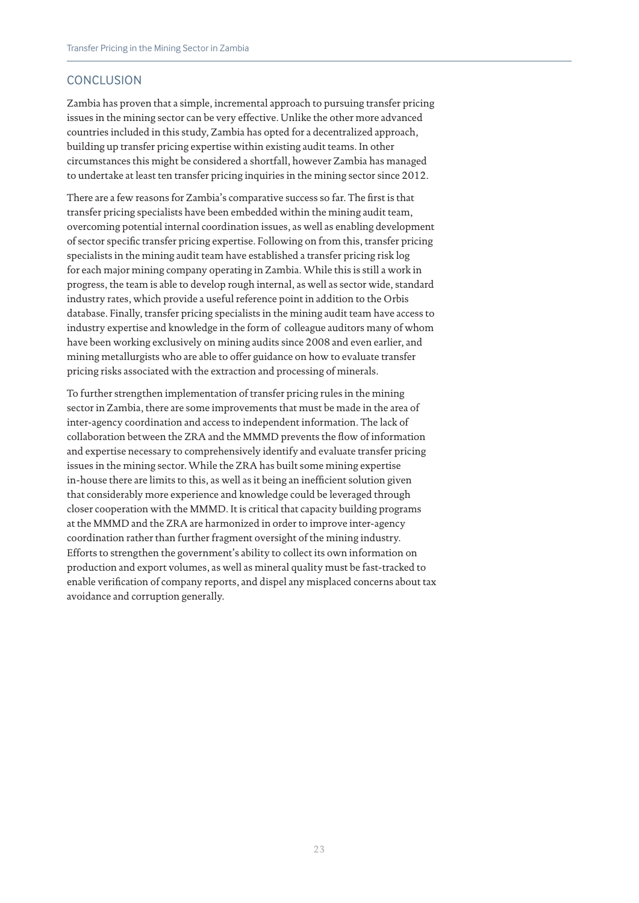## CONCLUSION

Zambia has proven that a simple, incremental approach to pursuing transfer pricing issues in the mining sector can be very effective. Unlike the other more advanced countries included in this study, Zambia has opted for a decentralized approach, building up transfer pricing expertise within existing audit teams. In other circumstances this might be considered a shortfall, however Zambia has managed to undertake at least ten transfer pricing inquiries in the mining sector since 2012.

There are a few reasons for Zambia's comparative success so far. The first is that transfer pricing specialists have been embedded within the mining audit team, overcoming potential internal coordination issues, as well as enabling development of sector specific transfer pricing expertise. Following on from this, transfer pricing specialists in the mining audit team have established a transfer pricing risk log for each major mining company operating in Zambia. While this is still a work in progress, the team is able to develop rough internal, as well as sector wide, standard industry rates, which provide a useful reference point in addition to the Orbis database. Finally, transfer pricing specialists in the mining audit team have access to industry expertise and knowledge in the form of colleague auditors many of whom have been working exclusively on mining audits since 2008 and even earlier, and mining metallurgists who are able to offer guidance on how to evaluate transfer pricing risks associated with the extraction and processing of minerals.

To further strengthen implementation of transfer pricing rules in the mining sector in Zambia, there are some improvements that must be made in the area of inter-agency coordination and access to independent information. The lack of collaboration between the ZRA and the MMMD prevents the flow of information and expertise necessary to comprehensively identify and evaluate transfer pricing issues in the mining sector. While the ZRA has built some mining expertise in-house there are limits to this, as well as it being an inefficient solution given that considerably more experience and knowledge could be leveraged through closer cooperation with the MMMD. It is critical that capacity building programs at the MMMD and the ZRA are harmonized in order to improve inter-agency coordination rather than further fragment oversight of the mining industry. Efforts to strengthen the government's ability to collect its own information on production and export volumes, as well as mineral quality must be fast-tracked to enable verification of company reports, and dispel any misplaced concerns about tax avoidance and corruption generally.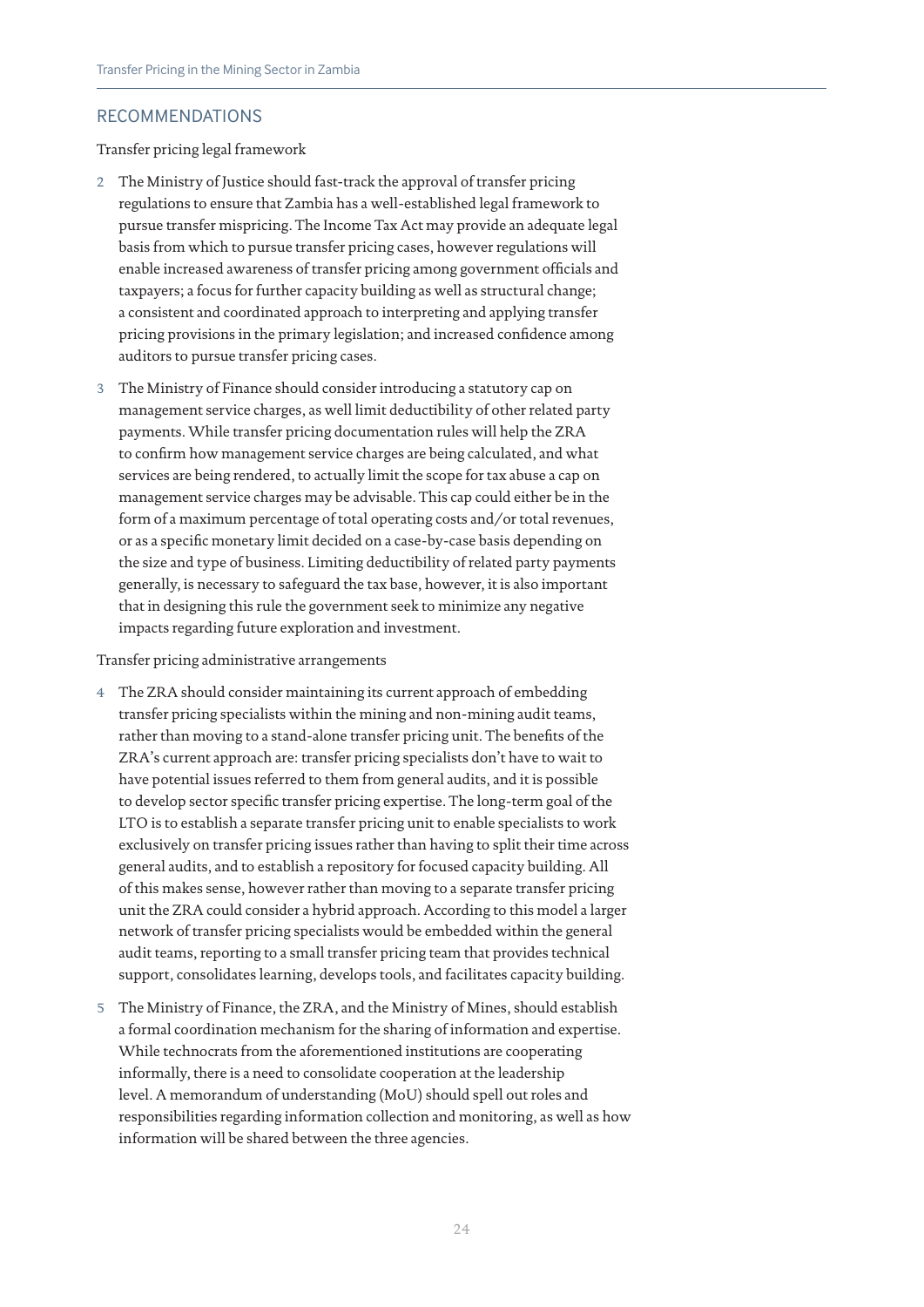## RECOMMENDATIONS

Transfer pricing legal framework

2 The Ministry of Justice should fast-track the approval of transfer pricing regulations to ensure that Zambia has a well-established legal framework to pursue transfer mispricing. The Income Tax Act may provide an adequate legal basis from which to pursue transfer pricing cases, however regulations will enable increased awareness of transfer pricing among government officials and taxpayers; a focus for further capacity building as well as structural change; a consistent and coordinated approach to interpreting and applying transfer pricing provisions in the primary legislation; and increased confidence among auditors to pursue transfer pricing cases.

3 The Ministry of Finance should consider introducing a statutory cap on management service charges, as well limit deductibility of other related party payments. While transfer pricing documentation rules will help the ZRA to confirm how management service charges are being calculated, and what services are being rendered, to actually limit the scope for tax abuse a cap on management service charges may be advisable. This cap could either be in the form of a maximum percentage of total operating costs and/or total revenues, or as a specific monetary limit decided on a case-by-case basis depending on the size and type of business. Limiting deductibility of related party payments generally, is necessary to safeguard the tax base, however, it is also important that in designing this rule the government seek to minimize any negative impacts regarding future exploration and investment.

Transfer pricing administrative arrangements

4 The ZRA should consider maintaining its current approach of embedding transfer pricing specialists within the mining and non-mining audit teams, rather than moving to a stand-alone transfer pricing unit. The benefits of the ZRA's current approach are: transfer pricing specialists don't have to wait to have potential issues referred to them from general audits, and it is possible to develop sector specific transfer pricing expertise. The long-term goal of the LTO is to establish a separate transfer pricing unit to enable specialists to work exclusively on transfer pricing issues rather than having to split their time across general audits, and to establish a repository for focused capacity building. All of this makes sense, however rather than moving to a separate transfer pricing unit the ZRA could consider a hybrid approach. According to this model a larger network of transfer pricing specialists would be embedded within the general audit teams, reporting to a small transfer pricing team that provides technical support, consolidates learning, develops tools, and facilitates capacity building.

5 The Ministry of Finance, the ZRA, and the Ministry of Mines, should establish a formal coordination mechanism for the sharing of information and expertise. While technocrats from the aforementioned institutions are cooperating informally, there is a need to consolidate cooperation at the leadership level. A memorandum of understanding (MoU) should spell out roles and responsibilities regarding information collection and monitoring, as well as how information will be shared between the three agencies.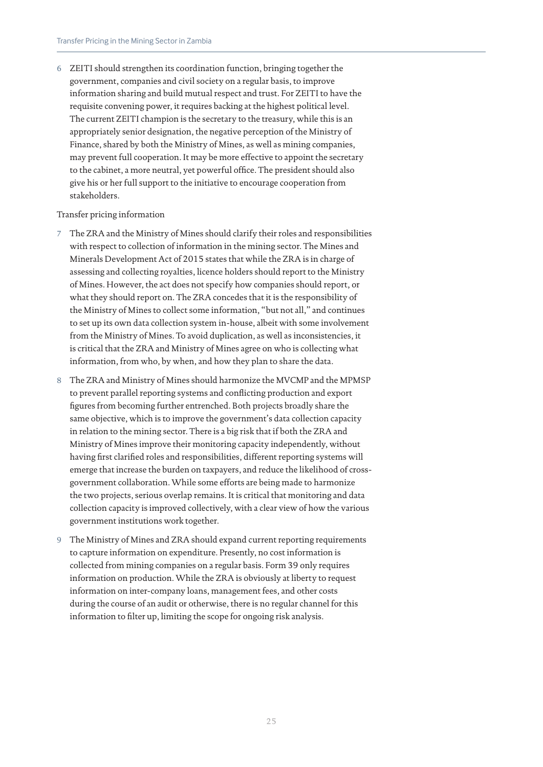6 ZEITI should strengthen its coordination function, bringing together the government, companies and civil society on a regular basis, to improve information sharing and build mutual respect and trust. For ZEITI to have the requisite convening power, it requires backing at the highest political level. The current ZEITI champion is the secretary to the treasury, while this is an appropriately senior designation, the negative perception of the Ministry of Finance, shared by both the Ministry of Mines, as well as mining companies, may prevent full cooperation. It may be more effective to appoint the secretary to the cabinet, a more neutral, yet powerful office. The president should also give his or her full support to the initiative to encourage cooperation from stakeholders.

Transfer pricing information

7 The ZRA and the Ministry of Mines should clarify their roles and responsibilities with respect to collection of information in the mining sector. The Mines and Minerals Development Act of 2015 states that while the ZRA is in charge of assessing and collecting royalties, licence holders should report to the Ministry of Mines. However, the act does not specify how companies should report, or what they should report on. The ZRA concedes that it is the responsibility of the Ministry of Mines to collect some information, "but not all," and continues to set up its own data collection system in-house, albeit with some involvement from the Ministry of Mines. To avoid duplication, as well as inconsistencies, it is critical that the ZRA and Ministry of Mines agree on who is collecting what information, from who, by when, and how they plan to share the data.

8 The ZRA and Ministry of Mines should harmonize the MVCMP and the MPMSP to prevent parallel reporting systems and conflicting production and export figures from becoming further entrenched. Both projects broadly share the same objective, which is to improve the government's data collection capacity in relation to the mining sector. There is a big risk that if both the ZRA and Ministry of Mines improve their monitoring capacity independently, without having first clarified roles and responsibilities, different reporting systems will emerge that increase the burden on taxpayers, and reduce the likelihood of cross-government collaboration. While some efforts are being made to harmonize the two projects, serious overlap remains. It is critical that monitoring and data collection capacity is improved collectively, with a clear view of how the various government institutions work together.

9 The Ministry of Mines and ZRA should expand current reporting requirements to capture information on expenditure. Presently, no cost information is collected from mining companies on a regular basis. Form 39 only requires information on production. While the ZRA is obviously at liberty to request information on inter-company loans, management fees, and other costs during the course of an audit or otherwise, there is no regular channel for this information to filter up, limiting the scope for ongoing risk analysis.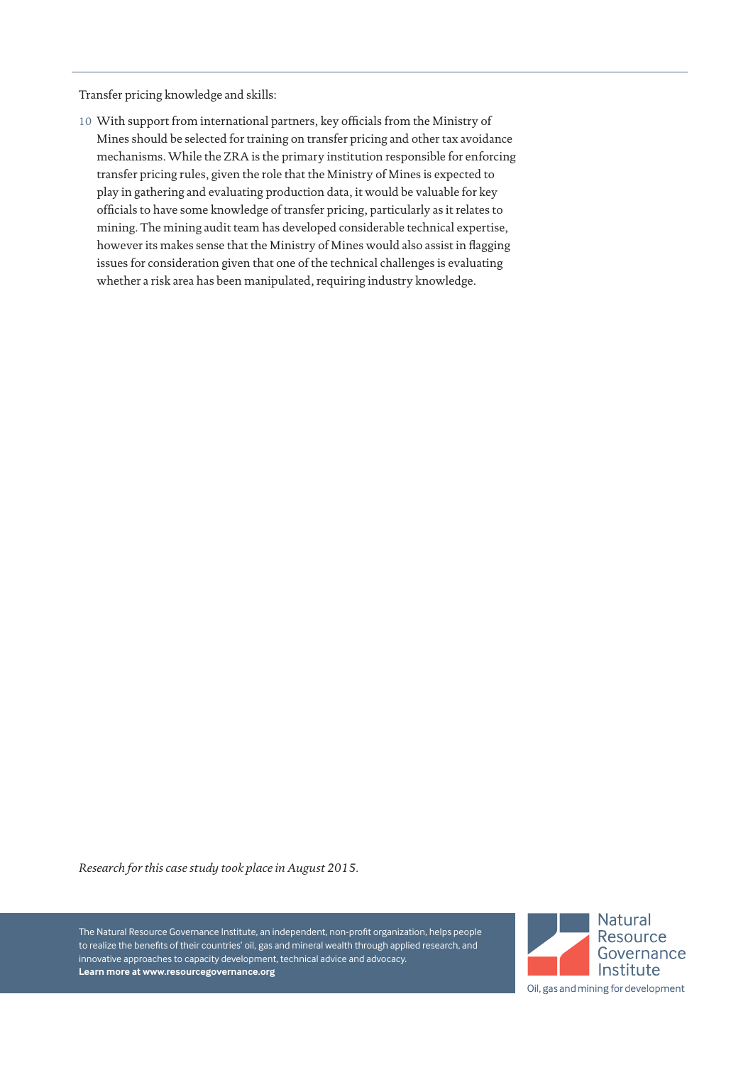Transfer pricing knowledge and skills:

10 With support from international partners, key officials from the Ministry of Mines should be selected for training on transfer pricing and other tax avoidance mechanisms. While the ZRA is the primary institution responsible for enforcing transfer pricing rules, given the role that the Ministry of Mines is expected to play in gathering and evaluating production data, it would be valuable for key officials to have some knowledge of transfer pricing, particularly as it relates to mining. The mining audit team has developed considerable technical expertise, however its makes sense that the Ministry of Mines would also assist in flagging issues for consideration given that one of the technical challenges is evaluating whether a risk area has been manipulated, requiring industry knowledge.

*Research for this case study took place in August 2015.*

The Natural Resource Governance Institute, an independent, non-profit organization, helps people to realize the benefits of their countries' oil, gas and mineral wealth through applied research, and innovative approaches to capacity development, technical advice and advocacy.
**Learn more at www.resourcegovernance.org**

Natural Resource Governance Institute

Oil, gas and mining for development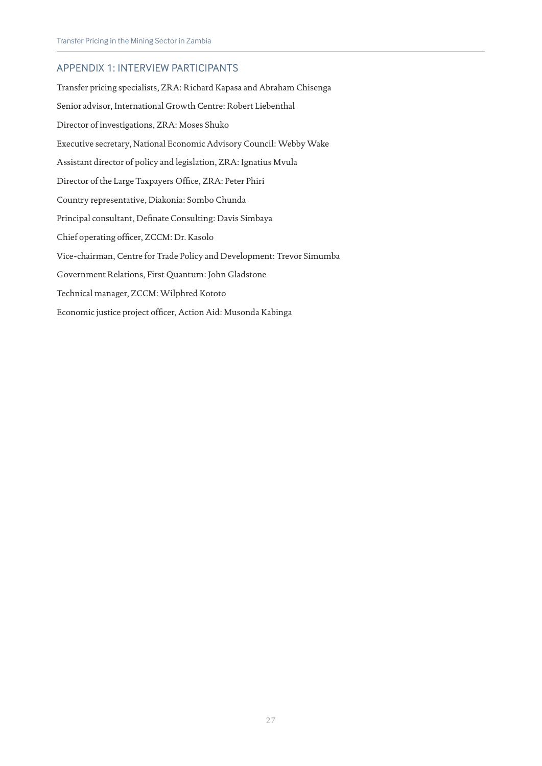## APPENDIX 1: INTERVIEW PARTICIPANTS

Transfer pricing specialists, ZRA: Richard Kapasa and Abraham Chisenga

Senior advisor, International Growth Centre: Robert Liebenthal

Director of investigations, ZRA: Moses Shuko

Executive secretary, National Economic Advisory Council: Webby Wake

Assistant director of policy and legislation, ZRA: Ignatius Mvula

Director of the Large Taxpayers Office, ZRA: Peter Phiri

Country representative, Diakonia: Sombo Chunda

Principal consultant, Definate Consulting: Davis Simbaya

Chief operating officer, ZCCM: Dr. Kasolo

Vice-chairman, Centre for Trade Policy and Development: Trevor Simumba

Government Relations, First Quantum: John Gladstone

Technical manager, ZCCM: Wilphred Kototo

Economic justice project officer, Action Aid: Musonda Kabinga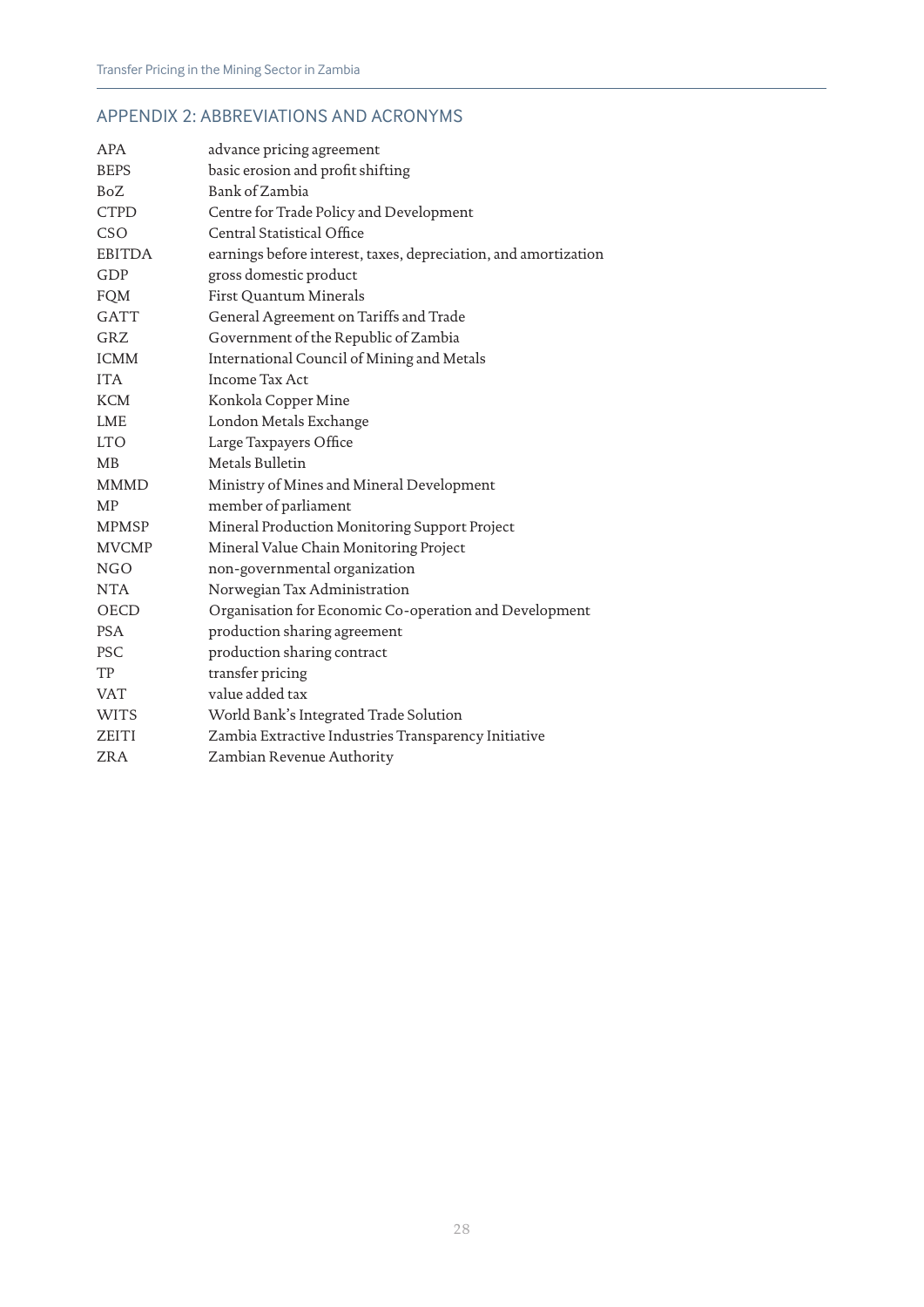## APPENDIX 2: ABBREVIATIONS AND ACRONYMS

| | |
|---|---|
| APA | advance pricing agreement |
| BEPS | basic erosion and profit shifting |
| BoZ | Bank of Zambia |
| CTPD | Centre for Trade Policy and Development |
| CSO | Central Statistical Office |
| EBITDA | earnings before interest, taxes, depreciation, and amortization |
| GDP | gross domestic product |
| FQM | First Quantum Minerals |
| GATT | General Agreement on Tariffs and Trade |
| GRZ | Government of the Republic of Zambia |
| ICMM | International Council of Mining and Metals |
| ITA | Income Tax Act |
| KCM | Konkola Copper Mine |
| LME | London Metals Exchange |
| LTO | Large Taxpayers Office |
| MB | Metals Bulletin |
| MMMD | Ministry of Mines and Mineral Development |
| MP | member of parliament |
| MPMSP | Mineral Production Monitoring Support Project |
| MVCMP | Mineral Value Chain Monitoring Project |
| NGO | non-governmental organization |
| NTA | Norwegian Tax Administration |
| OECD | Organisation for Economic Co-operation and Development |
| PSA | production sharing agreement |
| PSC | production sharing contract |
| TP | transfer pricing |
| VAT | value added tax |
| WITS | World Bank's Integrated Trade Solution |
| ZEITI | Zambia Extractive Industries Transparency Initiative |
| ZRA | Zambian Revenue Authority |